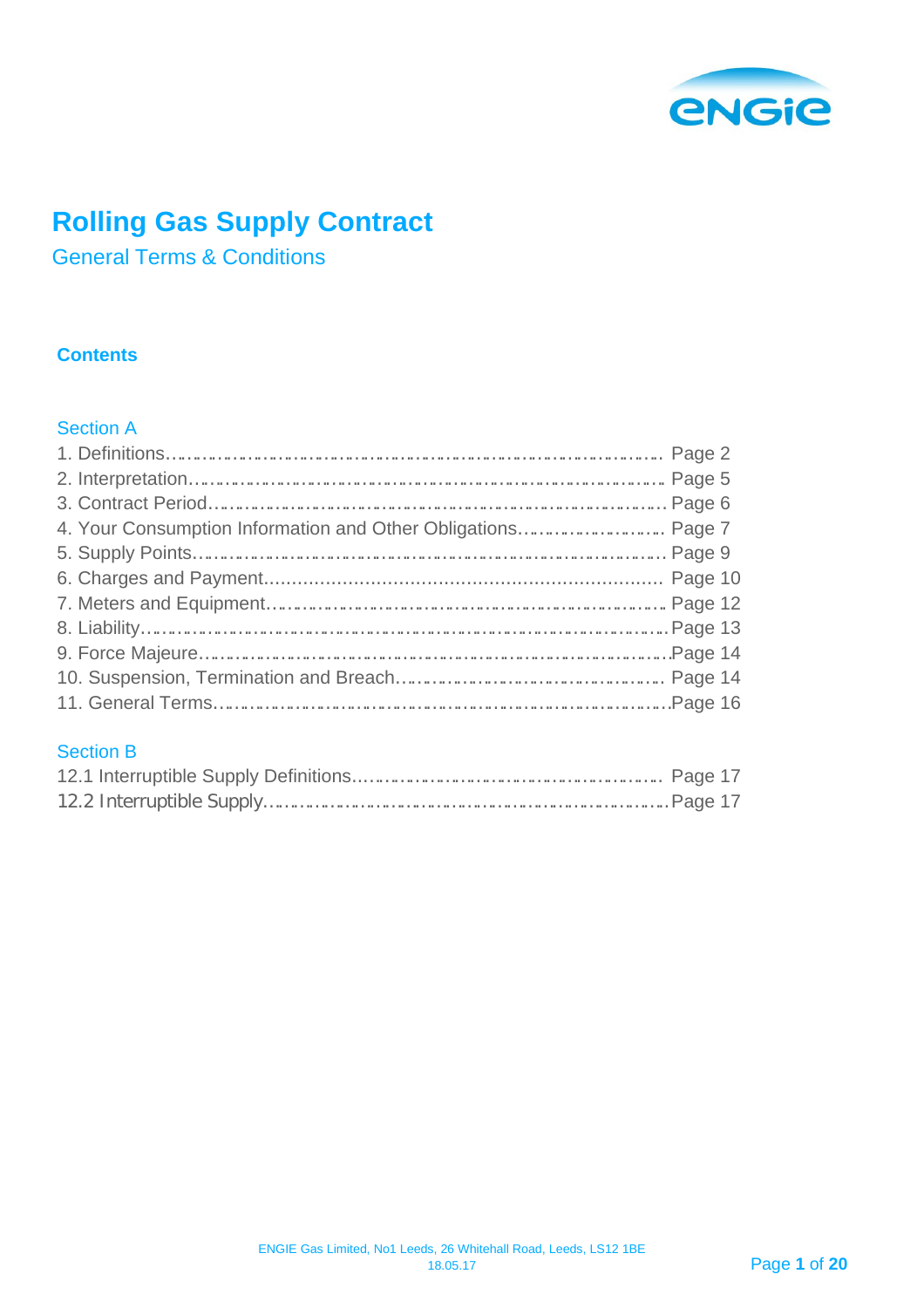# Rolling Gas Supply Contract

## General Terms & Conditions

### Contents

#### Section A

1. Definitions…………………………………………………………………………………… Page 2
2. Interpretation………………………………………………………………………………. Page 5
3. Contract Period…………………………………………………………………………… Page 6
4. Your Consumption Information and Other Obligations………………………. Page 7
5. Supply Points………………………………………………………………………………. Page 9
6. Charges and Payment.................................................................... Page 10
7. Meters and Equipment……………………………………………………………………. Page 12
8. Liability…………………………………………………………………………………………Page 13
9. Force Majeure…………………………………………………………………………………Page 14
10. Suspension, Termination and Breach…………………………………………… Page 14
11. General Terms………………………………………………………………………………Page 16

#### Section B

12.1 Interruptible Supply Definitions………………………………………………… Page 17
12.2 Interruptible Supply……………………………………………………………………Page 17

ENGIE Gas Limited, No1 Leeds, 26 Whitehall Road, Leeds, LS12 1BE
18.05.17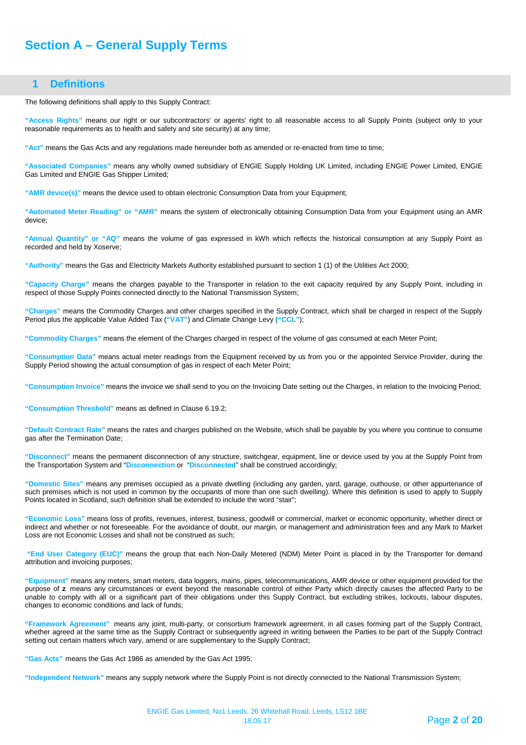# Section A – General Supply Terms

## 1 Definitions

The following definitions shall apply to this Supply Contract:

**"Access Rights"** means our right or our subcontractors' or agents' right to all reasonable access to all Supply Points (subject only to your reasonable requirements as to health and safety and site security) at any time;

**"Act"** means the Gas Acts and any regulations made hereunder both as amended or re-enacted from time to time;

**"Associated Companies"** means any wholly owned subsidiary of ENGIE Supply Holding UK Limited, including ENGIE Power Limited, ENGIE Gas Limited and ENGIE Gas Shipper Limited;

**"AMR device(s)"** means the device used to obtain electronic Consumption Data from your Equipment;

**"Automated Meter Reading" or "AMR"** means the system of electronically obtaining Consumption Data from your Equipment using an AMR device;

**"Annual Quantity" or "AQ"** means the volume of gas expressed in kWh which reflects the historical consumption at any Supply Point as recorded and held by Xoserve;

**"Authority"** means the Gas and Electricity Markets Authority established pursuant to section 1 (1) of the Utilities Act 2000;

**"Capacity Charge"** means the charges payable to the Transporter in relation to the exit capacity required by any Supply Point, including in respect of those Supply Points connected directly to the National Transmission System;

**"Charges"** means the Commodity Charges and other charges specified in the Supply Contract, which shall be charged in respect of the Supply Period plus the applicable Value Added Tax (**"VAT"**) and Climate Change Levy (**"CCL"**);

**"Commodity Charges"** means the element of the Charges charged in respect of the volume of gas consumed at each Meter Point;

**"Consumption Data"** means actual meter readings from the Equipment received by us from you or the appointed Service Provider, during the Supply Period showing the actual consumption of gas in respect of each Meter Point;

**"Consumption Invoice"** means the invoice we shall send to you on the Invoicing Date setting out the Charges, in relation to the Invoicing Period;

**"Consumption Threshold"** means as defined in Clause 6.19.2;

**"Default Contract Rate"** means the rates and charges published on the Website, which shall be payable by you where you continue to consume gas after the Termination Date;

**"Disconnect"** means the permanent disconnection of any structure, switchgear, equipment, line or device used by you at the Supply Point from the Transportation System and "**Disconnection**" or "**Disconnected**" shall be construed accordingly;

**"Domestic Sites"** means any premises occupied as a private dwelling (including any garden, yard, garage, outhouse, or other appurtenance of such premises which is not used in common by the occupants of more than one such dwelling). Where this definition is used to apply to Supply Points located in Scotland, such definition shall be extended to include the word "stair";

**"Economic Loss"** means loss of profits, revenues, interest, business, goodwill or commercial, market or economic opportunity, whether direct or indirect and whether or not foreseeable. For the avoidance of doubt, our margin, or management and administration fees and any Mark to Market Loss are not Economic Losses and shall not be construed as such;

**"End User Category (EUC)"** means the group that each Non-Daily Metered (NDM) Meter Point is placed in by the Transporter for demand attribution and invoicing purposes;

**"Equipment"** means any meters, smart meters, data loggers, mains, pipes, telecommunications, AMR device or other equipment provided for the purpose of **z** means any circumstances or event beyond the reasonable control of either Party which directly causes the affected Party to be unable to comply with all or a significant part of their obligations under this Supply Contract, but excluding strikes, lockouts, labour disputes, changes to economic conditions and lack of funds;

**"Framework Agreement"** means any joint, multi-party, or consortium framework agreement, in all cases forming part of the Supply Contract, whether agreed at the same time as the Supply Contract or subsequently agreed in writing between the Parties to be part of the Supply Contract setting out certain matters which vary, amend or are supplementary to the Supply Contract;

**"Gas Acts"** means the Gas Act 1986 as amended by the Gas Act 1995;

**"Independent Network"** means any supply network where the Supply Point is not directly connected to the National Transmission System;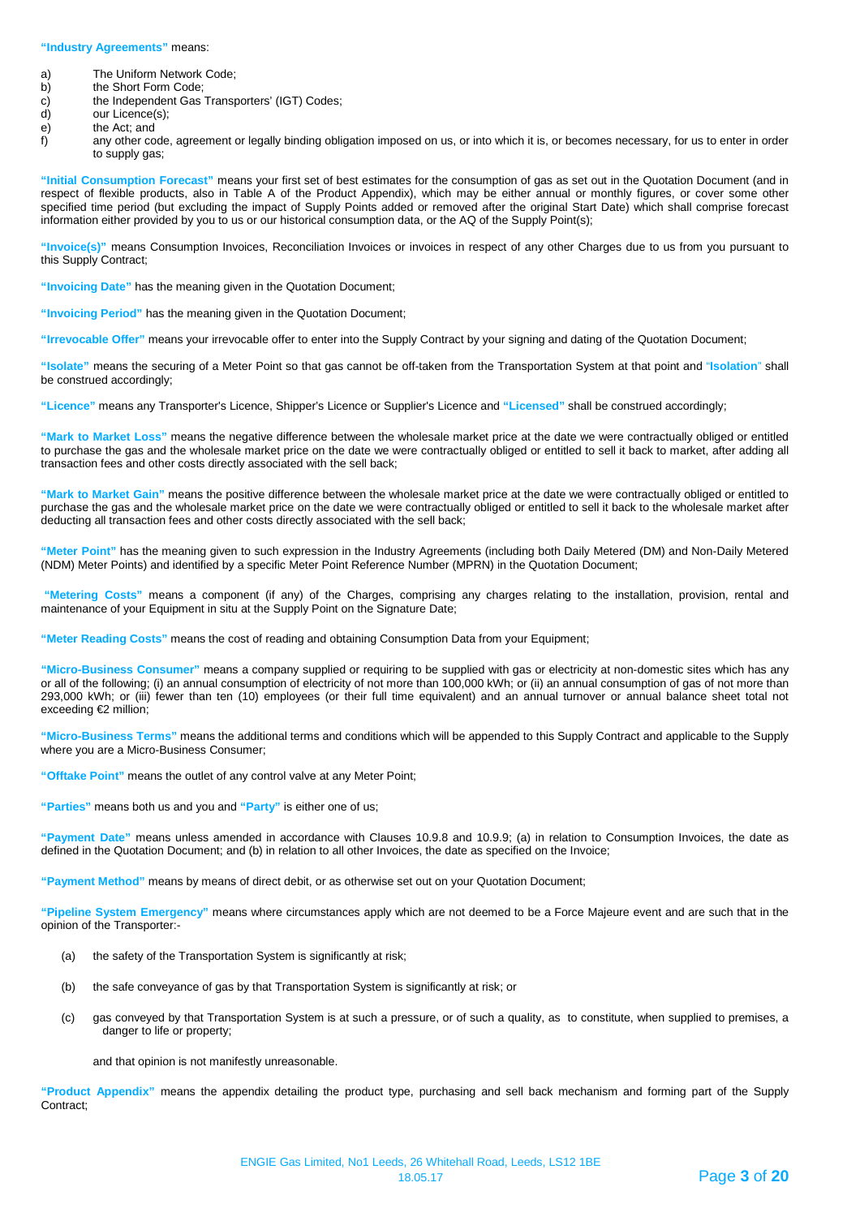**"Industry Agreements"** means:

a) The Uniform Network Code;
b) the Short Form Code;
c) the Independent Gas Transporters' (IGT) Codes;
d) our Licence(s);
e) the Act; and
f) any other code, agreement or legally binding obligation imposed on us, or into which it is, or becomes necessary, for us to enter in order to supply gas;

**"Initial Consumption Forecast"** means your first set of best estimates for the consumption of gas as set out in the Quotation Document (and in respect of flexible products, also in Table A of the Product Appendix), which may be either annual or monthly figures, or cover some other specified time period (but excluding the impact of Supply Points added or removed after the original Start Date) which shall comprise forecast information either provided by you to us or our historical consumption data, or the AQ of the Supply Point(s);

**"Invoice(s)"** means Consumption Invoices, Reconciliation Invoices or invoices in respect of any other Charges due to us from you pursuant to this Supply Contract;

**"Invoicing Date"** has the meaning given in the Quotation Document;

**"Invoicing Period"** has the meaning given in the Quotation Document;

**"Irrevocable Offer"** means your irrevocable offer to enter into the Supply Contract by your signing and dating of the Quotation Document;

**"Isolate"** means the securing of a Meter Point so that gas cannot be off-taken from the Transportation System at that point and "**Isolation**" shall be construed accordingly;

**"Licence"** means any Transporter's Licence, Shipper's Licence or Supplier's Licence and **"Licensed"** shall be construed accordingly;

**"Mark to Market Loss"** means the negative difference between the wholesale market price at the date we were contractually obliged or entitled to purchase the gas and the wholesale market price on the date we were contractually obliged or entitled to sell it back to market, after adding all transaction fees and other costs directly associated with the sell back;

**"Mark to Market Gain"** means the positive difference between the wholesale market price at the date we were contractually obliged or entitled to purchase the gas and the wholesale market price on the date we were contractually obliged or entitled to sell it back to the wholesale market after deducting all transaction fees and other costs directly associated with the sell back;

**"Meter Point"** has the meaning given to such expression in the Industry Agreements (including both Daily Metered (DM) and Non-Daily Metered (NDM) Meter Points) and identified by a specific Meter Point Reference Number (MPRN) in the Quotation Document;

**"Metering Costs"** means a component (if any) of the Charges, comprising any charges relating to the installation, provision, rental and maintenance of your Equipment in situ at the Supply Point on the Signature Date;

**"Meter Reading Costs"** means the cost of reading and obtaining Consumption Data from your Equipment;

**"Micro-Business Consumer"** means a company supplied or requiring to be supplied with gas or electricity at non-domestic sites which has any or all of the following; (i) an annual consumption of electricity of not more than 100,000 kWh; or (ii) an annual consumption of gas of not more than 293,000 kWh; or (iii) fewer than ten (10) employees (or their full time equivalent) and an annual turnover or annual balance sheet total not exceeding €2 million;

**"Micro-Business Terms"** means the additional terms and conditions which will be appended to this Supply Contract and applicable to the Supply where you are a Micro-Business Consumer;

**"Offtake Point"** means the outlet of any control valve at any Meter Point;

**"Parties"** means both us and you and **"Party"** is either one of us;

**"Payment Date"** means unless amended in accordance with Clauses 10.9.8 and 10.9.9; (a) in relation to Consumption Invoices, the date as defined in the Quotation Document; and (b) in relation to all other Invoices, the date as specified on the Invoice;

**"Payment Method"** means by means of direct debit, or as otherwise set out on your Quotation Document;

**"Pipeline System Emergency"** means where circumstances apply which are not deemed to be a Force Majeure event and are such that in the opinion of the Transporter:-

(a) the safety of the Transportation System is significantly at risk;

(b) the safe conveyance of gas by that Transportation System is significantly at risk; or

(c) gas conveyed by that Transportation System is at such a pressure, or of such a quality, as to constitute, when supplied to premises, a danger to life or property;

and that opinion is not manifestly unreasonable.

**"Product Appendix"** means the appendix detailing the product type, purchasing and sell back mechanism and forming part of the Supply Contract;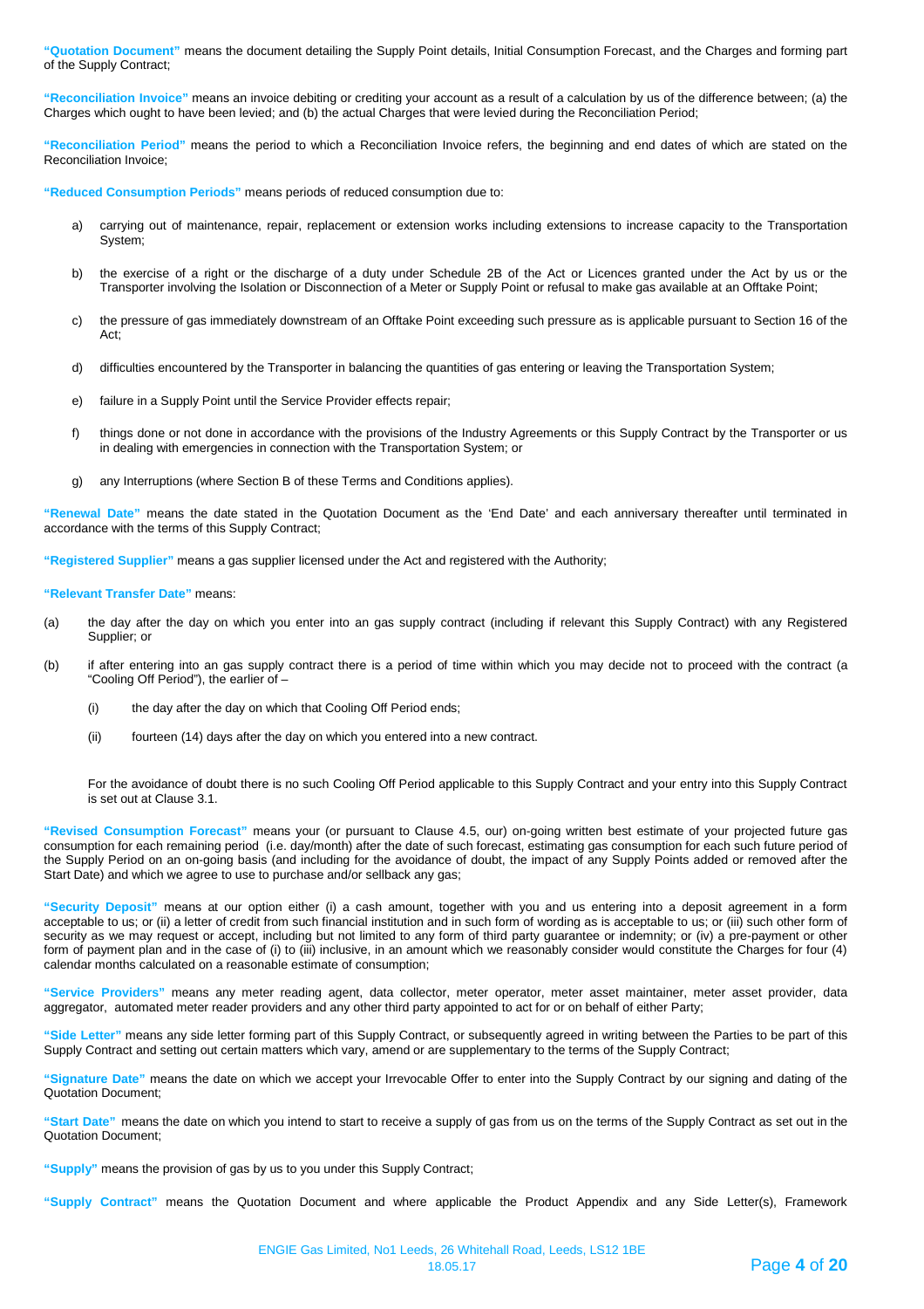**"Quotation Document"** means the document detailing the Supply Point details, Initial Consumption Forecast, and the Charges and forming part of the Supply Contract;

**"Reconciliation Invoice"** means an invoice debiting or crediting your account as a result of a calculation by us of the difference between; (a) the Charges which ought to have been levied; and (b) the actual Charges that were levied during the Reconciliation Period;

**"Reconciliation Period"** means the period to which a Reconciliation Invoice refers, the beginning and end dates of which are stated on the Reconciliation Invoice;

**"Reduced Consumption Periods"** means periods of reduced consumption due to:

a) carrying out of maintenance, repair, replacement or extension works including extensions to increase capacity to the Transportation System;

b) the exercise of a right or the discharge of a duty under Schedule 2B of the Act or Licences granted under the Act by us or the Transporter involving the Isolation or Disconnection of a Meter or Supply Point or refusal to make gas available at an Offtake Point;

c) the pressure of gas immediately downstream of an Offtake Point exceeding such pressure as is applicable pursuant to Section 16 of the Act;

d) difficulties encountered by the Transporter in balancing the quantities of gas entering or leaving the Transportation System;

e) failure in a Supply Point until the Service Provider effects repair;

f) things done or not done in accordance with the provisions of the Industry Agreements or this Supply Contract by the Transporter or us in dealing with emergencies in connection with the Transportation System; or

g) any Interruptions (where Section B of these Terms and Conditions applies).

**"Renewal Date"** means the date stated in the Quotation Document as the 'End Date' and each anniversary thereafter until terminated in accordance with the terms of this Supply Contract;

**"Registered Supplier"** means a gas supplier licensed under the Act and registered with the Authority;

**"Relevant Transfer Date"** means:

(a) the day after the day on which you enter into an gas supply contract (including if relevant this Supply Contract) with any Registered Supplier; or

(b) if after entering into an gas supply contract there is a period of time within which you may decide not to proceed with the contract (a "Cooling Off Period"), the earlier of –

    (i) the day after the day on which that Cooling Off Period ends;

    (ii) fourteen (14) days after the day on which you entered into a new contract.

For the avoidance of doubt there is no such Cooling Off Period applicable to this Supply Contract and your entry into this Supply Contract is set out at Clause 3.1.

**"Revised Consumption Forecast"** means your (or pursuant to Clause 4.5, our) on-going written best estimate of your projected future gas consumption for each remaining period (i.e. day/month) after the date of such forecast, estimating gas consumption for each such future period of the Supply Period on an on-going basis (and including for the avoidance of doubt, the impact of any Supply Points added or removed after the Start Date) and which we agree to use to purchase and/or sellback any gas;

**"Security Deposit"** means at our option either (i) a cash amount, together with you and us entering into a deposit agreement in a form acceptable to us; or (ii) a letter of credit from such financial institution and in such form of wording as is acceptable to us; or (iii) such other form of security as we may request or accept, including but not limited to any form of third party guarantee or indemnity; or (iv) a pre-payment or other form of payment plan and in the case of (i) to (iii) inclusive, in an amount which we reasonably consider would constitute the Charges for four (4) calendar months calculated on a reasonable estimate of consumption;

**"Service Providers"** means any meter reading agent, data collector, meter operator, meter asset maintainer, meter asset provider, data aggregator, automated meter reader providers and any other third party appointed to act for or on behalf of either Party;

**"Side Letter"** means any side letter forming part of this Supply Contract, or subsequently agreed in writing between the Parties to be part of this Supply Contract and setting out certain matters which vary, amend or are supplementary to the terms of the Supply Contract;

**"Signature Date"** means the date on which we accept your Irrevocable Offer to enter into the Supply Contract by our signing and dating of the Quotation Document;

**"Start Date"** means the date on which you intend to start to receive a supply of gas from us on the terms of the Supply Contract as set out in the Quotation Document;

**"Supply"** means the provision of gas by us to you under this Supply Contract;

**"Supply Contract"** means the Quotation Document and where applicable the Product Appendix and any Side Letter(s), Framework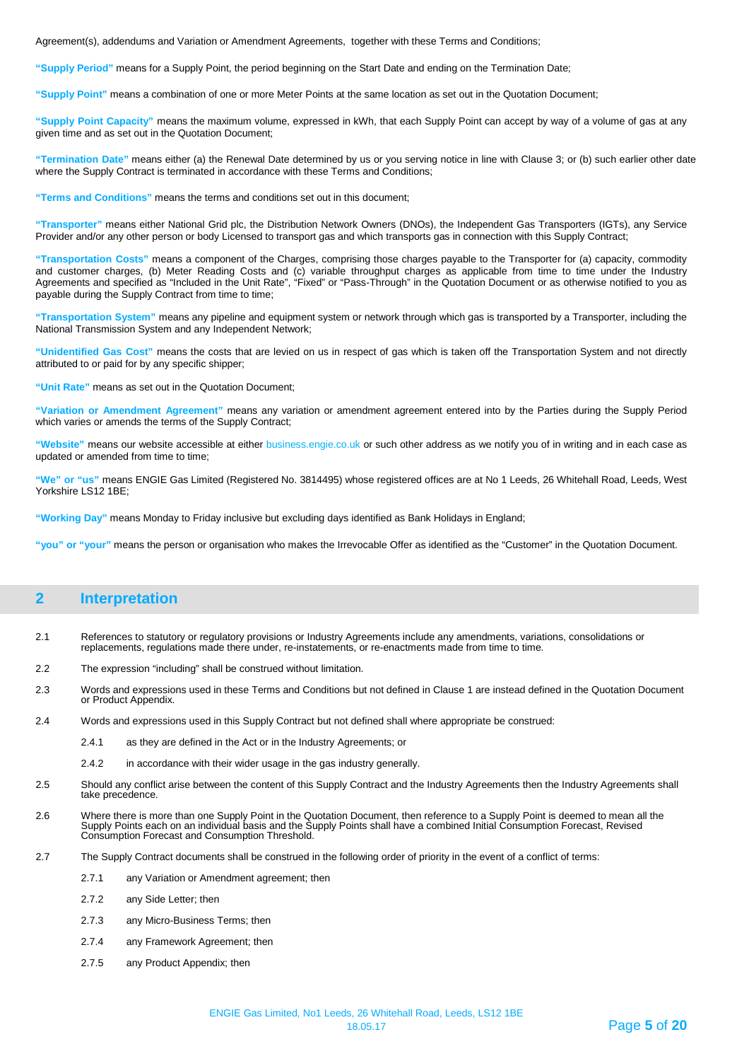Agreement(s), addendums and Variation or Amendment Agreements, together with these Terms and Conditions;

**"Supply Period"** means for a Supply Point, the period beginning on the Start Date and ending on the Termination Date;

**"Supply Point"** means a combination of one or more Meter Points at the same location as set out in the Quotation Document;

**"Supply Point Capacity"** means the maximum volume, expressed in kWh, that each Supply Point can accept by way of a volume of gas at any given time and as set out in the Quotation Document;

**"Termination Date"** means either (a) the Renewal Date determined by us or you serving notice in line with Clause 3; or (b) such earlier other date where the Supply Contract is terminated in accordance with these Terms and Conditions;

**"Terms and Conditions"** means the terms and conditions set out in this document;

**"Transporter"** means either National Grid plc, the Distribution Network Owners (DNOs), the Independent Gas Transporters (IGTs), any Service Provider and/or any other person or body Licensed to transport gas and which transports gas in connection with this Supply Contract;

**"Transportation Costs"** means a component of the Charges, comprising those charges payable to the Transporter for (a) capacity, commodity and customer charges, (b) Meter Reading Costs and (c) variable throughput charges as applicable from time to time under the Industry Agreements and specified as "Included in the Unit Rate", "Fixed" or "Pass-Through" in the Quotation Document or as otherwise notified to you as payable during the Supply Contract from time to time;

**"Transportation System"** means any pipeline and equipment system or network through which gas is transported by a Transporter, including the National Transmission System and any Independent Network;

**"Unidentified Gas Cost"** means the costs that are levied on us in respect of gas which is taken off the Transportation System and not directly attributed to or paid for by any specific shipper;

**"Unit Rate"** means as set out in the Quotation Document;

**"Variation or Amendment Agreement"** means any variation or amendment agreement entered into by the Parties during the Supply Period which varies or amends the terms of the Supply Contract;

**"Website"** means our website accessible at either business.engie.co.uk or such other address as we notify you of in writing and in each case as updated or amended from time to time;

**"We" or "us"** means ENGIE Gas Limited (Registered No. 3814495) whose registered offices are at No 1 Leeds, 26 Whitehall Road, Leeds, West Yorkshire LS12 1BE;

**"Working Day"** means Monday to Friday inclusive but excluding days identified as Bank Holidays in England;

**"you" or "your"** means the person or organisation who makes the Irrevocable Offer as identified as the "Customer" in the Quotation Document.

## 2 Interpretation

2.1 References to statutory or regulatory provisions or Industry Agreements include any amendments, variations, consolidations or replacements, regulations made there under, re-instatements, or re-enactments made from time to time.

2.2 The expression "including" shall be construed without limitation.

2.3 Words and expressions used in these Terms and Conditions but not defined in Clause 1 are instead defined in the Quotation Document or Product Appendix.

2.4 Words and expressions used in this Supply Contract but not defined shall where appropriate be construed:

2.4.1 as they are defined in the Act or in the Industry Agreements; or

2.4.2 in accordance with their wider usage in the gas industry generally.

2.5 Should any conflict arise between the content of this Supply Contract and the Industry Agreements then the Industry Agreements shall take precedence.

2.6 Where there is more than one Supply Point in the Quotation Document, then reference to a Supply Point is deemed to mean all the Supply Points each on an individual basis and the Supply Points shall have a combined Initial Consumption Forecast, Revised Consumption Forecast and Consumption Threshold.

2.7 The Supply Contract documents shall be construed in the following order of priority in the event of a conflict of terms:

2.7.1 any Variation or Amendment agreement; then

2.7.2 any Side Letter; then

2.7.3 any Micro-Business Terms; then

2.7.4 any Framework Agreement; then

2.7.5 any Product Appendix; then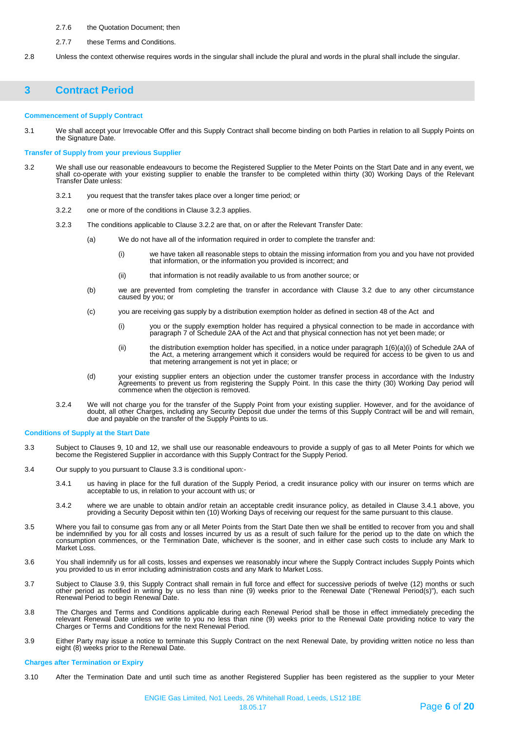2.7.6 the Quotation Document; then

2.7.7 these Terms and Conditions.

2.8 Unless the context otherwise requires words in the singular shall include the plural and words in the plural shall include the singular.

## 3 Contract Period

**Commencement of Supply Contract**

3.1 We shall accept your Irrevocable Offer and this Supply Contract shall become binding on both Parties in relation to all Supply Points on the Signature Date.

**Transfer of Supply from your previous Supplier**

3.2 We shall use our reasonable endeavours to become the Registered Supplier to the Meter Points on the Start Date and in any event, we shall co-operate with your existing supplier to enable the transfer to be completed within thirty (30) Working Days of the Relevant Transfer Date unless:

3.2.1 you request that the transfer takes place over a longer time period; or

3.2.2 one or more of the conditions in Clause 3.2.3 applies.

3.2.3 The conditions applicable to Clause 3.2.2 are that, on or after the Relevant Transfer Date:

(a) We do not have all of the information required in order to complete the transfer and:

(i) we have taken all reasonable steps to obtain the missing information from you and you have not provided that information, or the information you provided is incorrect; and

(ii) that information is not readily available to us from another source; or

(b) we are prevented from completing the transfer in accordance with Clause 3.2 due to any other circumstance caused by you; or

(c) you are receiving gas supply by a distribution exemption holder as defined in section 48 of the Act and

(i) you or the supply exemption holder has required a physical connection to be made in accordance with paragraph 7 of Schedule 2AA of the Act and that physical connection has not yet been made; or

(ii) the distribution exemption holder has specified, in a notice under paragraph 1(6)(a)(i) of Schedule 2AA of the Act, a metering arrangement which it considers would be required for access to be given to us and that metering arrangement is not yet in place; or

(d) your existing supplier enters an objection under the customer transfer process in accordance with the Industry Agreements to prevent us from registering the Supply Point. In this case the thirty (30) Working Day period will commence when the objection is removed.

3.2.4 We will not charge you for the transfer of the Supply Point from your existing supplier. However, and for the avoidance of doubt, all other Charges, including any Security Deposit due under the terms of this Supply Contract will be and will remain, due and payable on the transfer of the Supply Points to us.

**Conditions of Supply at the Start Date**

3.3 Subject to Clauses 9, 10 and 12, we shall use our reasonable endeavours to provide a supply of gas to all Meter Points for which we become the Registered Supplier in accordance with this Supply Contract for the Supply Period.

3.4 Our supply to you pursuant to Clause 3.3 is conditional upon:-

3.4.1 us having in place for the full duration of the Supply Period, a credit insurance policy with our insurer on terms which are acceptable to us, in relation to your account with us; or

3.4.2 where we are unable to obtain and/or retain an acceptable credit insurance policy, as detailed in Clause 3.4.1 above, you providing a Security Deposit within ten (10) Working Days of receiving our request for the same pursuant to this clause.

3.5 Where you fail to consume gas from any or all Meter Points from the Start Date then we shall be entitled to recover from you and shall be indemnified by you for all costs and losses incurred by us as a result of such failure for the period up to the date on which the consumption commences, or the Termination Date, whichever is the sooner, and in either case such costs to include any Mark to Market Loss.

3.6 You shall indemnify us for all costs, losses and expenses we reasonably incur where the Supply Contract includes Supply Points which you provided to us in error including administration costs and any Mark to Market Loss.

3.7 Subject to Clause 3.9, this Supply Contract shall remain in full force and effect for successive periods of twelve (12) months or such other period as notified in writing by us no less than nine (9) weeks prior to the Renewal Date ("Renewal Period(s)"), each such Renewal Period to begin Renewal Date.

3.8 The Charges and Terms and Conditions applicable during each Renewal Period shall be those in effect immediately preceding the relevant Renewal Date unless we write to you no less than nine (9) weeks prior to the Renewal Date providing notice to vary the Charges or Terms and Conditions for the next Renewal Period.

3.9 Either Party may issue a notice to terminate this Supply Contract on the next Renewal Date, by providing written notice no less than eight (8) weeks prior to the Renewal Date.

**Charges after Termination or Expiry**

3.10 After the Termination Date and until such time as another Registered Supplier has been registered as the supplier to your Meter

ENGIE Gas Limited, No1 Leeds, 26 Whitehall Road, Leeds, LS12 1BE
18.05.17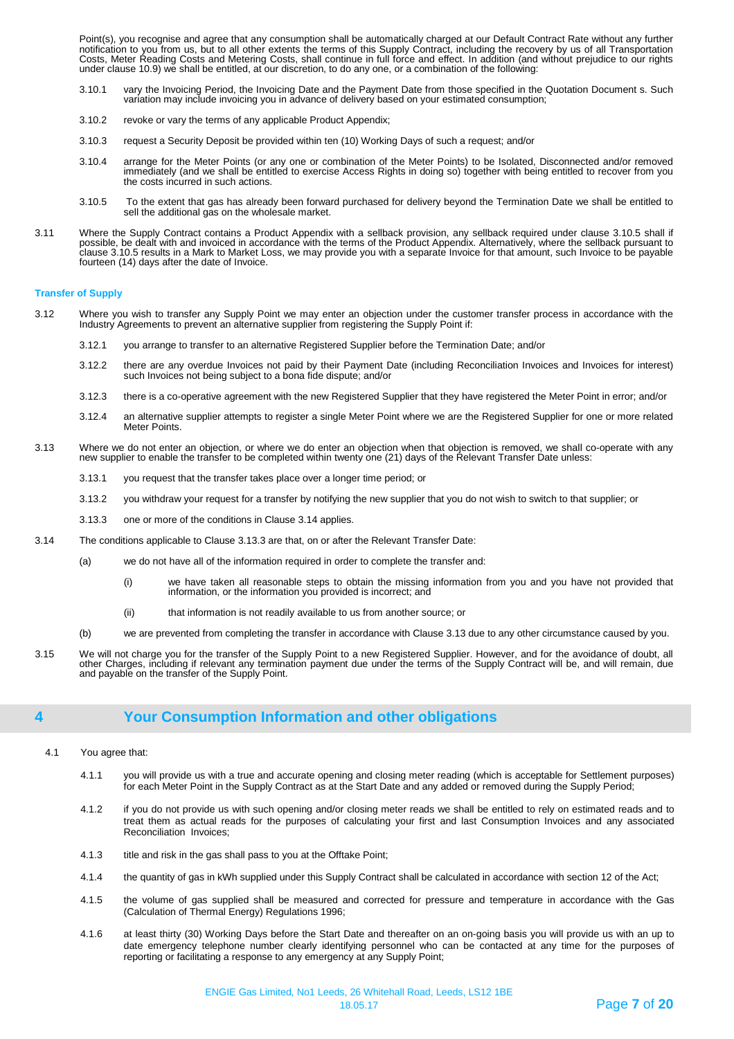Point(s), you recognise and agree that any consumption shall be automatically charged at our Default Contract Rate without any further notification to you from us, but to all other extents the terms of this Supply Contract, including the recovery by us of all Transportation Costs, Meter Reading Costs and Metering Costs, shall continue in full force and effect. In addition (and without prejudice to our rights under clause 10.9) we shall be entitled, at our discretion, to do any one, or a combination of the following:

3.10.1 vary the Invoicing Period, the Invoicing Date and the Payment Date from those specified in the Quotation Document s. Such variation may include invoicing you in advance of delivery based on your estimated consumption;

3.10.2 revoke or vary the terms of any applicable Product Appendix;

3.10.3 request a Security Deposit be provided within ten (10) Working Days of such a request; and/or

3.10.4 arrange for the Meter Points (or any one or combination of the Meter Points) to be Isolated, Disconnected and/or removed immediately (and we shall be entitled to exercise Access Rights in doing so) together with being entitled to recover from you the costs incurred in such actions.

3.10.5 To the extent that gas has already been forward purchased for delivery beyond the Termination Date we shall be entitled to sell the additional gas on the wholesale market.

3.11 Where the Supply Contract contains a Product Appendix with a sellback provision, any sellback required under clause 3.10.5 shall if possible, be dealt with and invoiced in accordance with the terms of the Product Appendix. Alternatively, where the sellback pursuant to clause 3.10.5 results in a Mark to Market Loss, we may provide you with a separate Invoice for that amount, such Invoice to be payable fourteen (14) days after the date of Invoice.

### Transfer of Supply

3.12 Where you wish to transfer any Supply Point we may enter an objection under the customer transfer process in accordance with the Industry Agreements to prevent an alternative supplier from registering the Supply Point if:

3.12.1 you arrange to transfer to an alternative Registered Supplier before the Termination Date; and/or

3.12.2 there are any overdue Invoices not paid by their Payment Date (including Reconciliation Invoices and Invoices for interest) such Invoices not being subject to a bona fide dispute; and/or

3.12.3 there is a co-operative agreement with the new Registered Supplier that they have registered the Meter Point in error; and/or

3.12.4 an alternative supplier attempts to register a single Meter Point where we are the Registered Supplier for one or more related Meter Points.

3.13 Where we do not enter an objection, or where we do enter an objection when that objection is removed, we shall co-operate with any new supplier to enable the transfer to be completed within twenty one (21) days of the Relevant Transfer Date unless:

3.13.1 you request that the transfer takes place over a longer time period; or

3.13.2 you withdraw your request for a transfer by notifying the new supplier that you do not wish to switch to that supplier; or

3.13.3 one or more of the conditions in Clause 3.14 applies.

3.14 The conditions applicable to Clause 3.13.3 are that, on or after the Relevant Transfer Date:

(a) we do not have all of the information required in order to complete the transfer and:

(i) we have taken all reasonable steps to obtain the missing information from you and you have not provided that information, or the information you provided is incorrect; and

(ii) that information is not readily available to us from another source; or

(b) we are prevented from completing the transfer in accordance with Clause 3.13 due to any other circumstance caused by you.

3.15 We will not charge you for the transfer of the Supply Point to a new Registered Supplier. However, and for the avoidance of doubt, all other Charges, including if relevant any termination payment due under the terms of the Supply Contract will be, and will remain, due and payable on the transfer of the Supply Point.

## 4 Your Consumption Information and other obligations

4.1 You agree that:

4.1.1 you will provide us with a true and accurate opening and closing meter reading (which is acceptable for Settlement purposes) for each Meter Point in the Supply Contract as at the Start Date and any added or removed during the Supply Period;

4.1.2 if you do not provide us with such opening and/or closing meter reads we shall be entitled to rely on estimated reads and to treat them as actual reads for the purposes of calculating your first and last Consumption Invoices and any associated Reconciliation Invoices;

4.1.3 title and risk in the gas shall pass to you at the Offtake Point;

4.1.4 the quantity of gas in kWh supplied under this Supply Contract shall be calculated in accordance with section 12 of the Act;

4.1.5 the volume of gas supplied shall be measured and corrected for pressure and temperature in accordance with the Gas (Calculation of Thermal Energy) Regulations 1996;

4.1.6 at least thirty (30) Working Days before the Start Date and thereafter on an on-going basis you will provide us with an up to date emergency telephone number clearly identifying personnel who can be contacted at any time for the purposes of reporting or facilitating a response to any emergency at any Supply Point;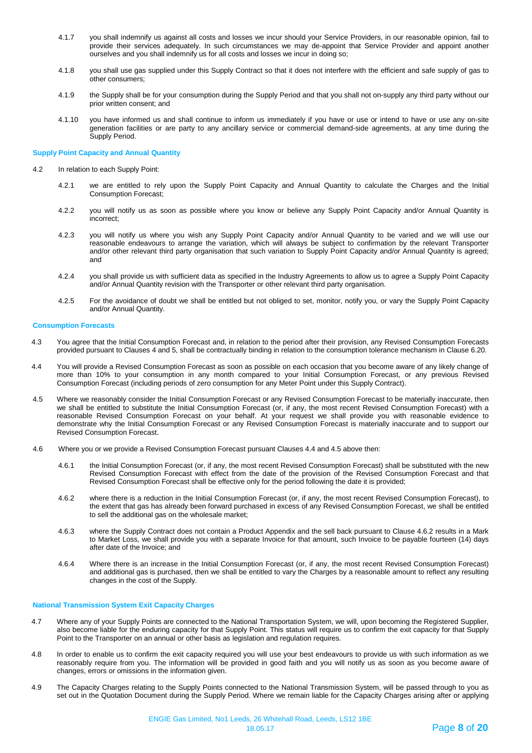4.1.7 you shall indemnify us against all costs and losses we incur should your Service Providers, in our reasonable opinion, fail to provide their services adequately. In such circumstances we may de-appoint that Service Provider and appoint another ourselves and you shall indemnify us for all costs and losses we incur in doing so;

4.1.8 you shall use gas supplied under this Supply Contract so that it does not interfere with the efficient and safe supply of gas to other consumers;

4.1.9 the Supply shall be for your consumption during the Supply Period and that you shall not on-supply any third party without our prior written consent; and

4.1.10 you have informed us and shall continue to inform us immediately if you have or use or intend to have or use any on-site generation facilities or are party to any ancillary service or commercial demand-side agreements, at any time during the Supply Period.

**Supply Point Capacity and Annual Quantity**

4.2 In relation to each Supply Point:

4.2.1 we are entitled to rely upon the Supply Point Capacity and Annual Quantity to calculate the Charges and the Initial Consumption Forecast;

4.2.2 you will notify us as soon as possible where you know or believe any Supply Point Capacity and/or Annual Quantity is incorrect;

4.2.3 you will notify us where you wish any Supply Point Capacity and/or Annual Quantity to be varied and we will use our reasonable endeavours to arrange the variation, which will always be subject to confirmation by the relevant Transporter and/or other relevant third party organisation that such variation to Supply Point Capacity and/or Annual Quantity is agreed; and

4.2.4 you shall provide us with sufficient data as specified in the Industry Agreements to allow us to agree a Supply Point Capacity and/or Annual Quantity revision with the Transporter or other relevant third party organisation.

4.2.5 For the avoidance of doubt we shall be entitled but not obliged to set, monitor, notify you, or vary the Supply Point Capacity and/or Annual Quantity.

**Consumption Forecasts**

4.3 You agree that the Initial Consumption Forecast and, in relation to the period after their provision, any Revised Consumption Forecasts provided pursuant to Clauses 4 and 5, shall be contractually binding in relation to the consumption tolerance mechanism in Clause 6.20.

4.4 You will provide a Revised Consumption Forecast as soon as possible on each occasion that you become aware of any likely change of more than 10% to your consumption in any month compared to your Initial Consumption Forecast, or any previous Revised Consumption Forecast (including periods of zero consumption for any Meter Point under this Supply Contract).

4.5 Where we reasonably consider the Initial Consumption Forecast or any Revised Consumption Forecast to be materially inaccurate, then we shall be entitled to substitute the Initial Consumption Forecast (or, if any, the most recent Revised Consumption Forecast) with a reasonable Revised Consumption Forecast on your behalf. At your request we shall provide you with reasonable evidence to demonstrate why the Initial Consumption Forecast or any Revised Consumption Forecast is materially inaccurate and to support our Revised Consumption Forecast.

4.6 Where you or we provide a Revised Consumption Forecast pursuant Clauses 4.4 and 4.5 above then:

4.6.1 the Initial Consumption Forecast (or, if any, the most recent Revised Consumption Forecast) shall be substituted with the new Revised Consumption Forecast with effect from the date of the provision of the Revised Consumption Forecast and that Revised Consumption Forecast shall be effective only for the period following the date it is provided;

4.6.2 where there is a reduction in the Initial Consumption Forecast (or, if any, the most recent Revised Consumption Forecast), to the extent that gas has already been forward purchased in excess of any Revised Consumption Forecast, we shall be entitled to sell the additional gas on the wholesale market;

4.6.3 where the Supply Contract does not contain a Product Appendix and the sell back pursuant to Clause 4.6.2 results in a Mark to Market Loss, we shall provide you with a separate Invoice for that amount, such Invoice to be payable fourteen (14) days after date of the Invoice; and

4.6.4 Where there is an increase in the Initial Consumption Forecast (or, if any, the most recent Revised Consumption Forecast) and additional gas is purchased, then we shall be entitled to vary the Charges by a reasonable amount to reflect any resulting changes in the cost of the Supply.

**National Transmission System Exit Capacity Charges**

4.7 Where any of your Supply Points are connected to the National Transportation System, we will, upon becoming the Registered Supplier, also become liable for the enduring capacity for that Supply Point. This status will require us to confirm the exit capacity for that Supply Point to the Transporter on an annual or other basis as legislation and regulation requires.

4.8 In order to enable us to confirm the exit capacity required you will use your best endeavours to provide us with such information as we reasonably require from you. The information will be provided in good faith and you will notify us as soon as you become aware of changes, errors or omissions in the information given.

4.9 The Capacity Charges relating to the Supply Points connected to the National Transmission System, will be passed through to you as set out in the Quotation Document during the Supply Period. Where we remain liable for the Capacity Charges arising after or applying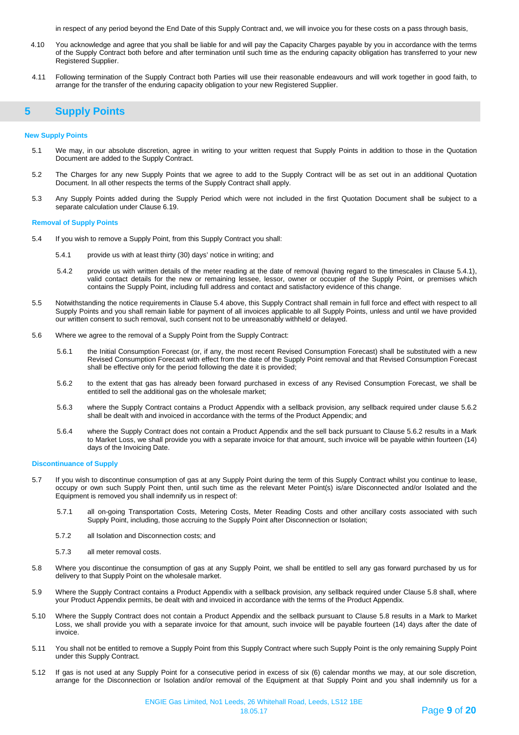in respect of any period beyond the End Date of this Supply Contract and, we will invoice you for these costs on a pass through basis,

4.10 You acknowledge and agree that you shall be liable for and will pay the Capacity Charges payable by you in accordance with the terms of the Supply Contract both before and after termination until such time as the enduring capacity obligation has transferred to your new Registered Supplier.

4.11 Following termination of the Supply Contract both Parties will use their reasonable endeavours and will work together in good faith, to arrange for the transfer of the enduring capacity obligation to your new Registered Supplier.

## 5 Supply Points

### New Supply Points

5.1 We may, in our absolute discretion, agree in writing to your written request that Supply Points in addition to those in the Quotation Document are added to the Supply Contract.

5.2 The Charges for any new Supply Points that we agree to add to the Supply Contract will be as set out in an additional Quotation Document. In all other respects the terms of the Supply Contract shall apply.

5.3 Any Supply Points added during the Supply Period which were not included in the first Quotation Document shall be subject to a separate calculation under Clause 6.19.

### Removal of Supply Points

5.4 If you wish to remove a Supply Point, from this Supply Contract you shall:

5.4.1 provide us with at least thirty (30) days' notice in writing; and

5.4.2 provide us with written details of the meter reading at the date of removal (having regard to the timescales in Clause 5.4.1), valid contact details for the new or remaining lessee, lessor, owner or occupier of the Supply Point, or premises which contains the Supply Point, including full address and contact and satisfactory evidence of this change.

5.5 Notwithstanding the notice requirements in Clause 5.4 above, this Supply Contract shall remain in full force and effect with respect to all Supply Points and you shall remain liable for payment of all invoices applicable to all Supply Points, unless and until we have provided our written consent to such removal, such consent not to be unreasonably withheld or delayed.

5.6 Where we agree to the removal of a Supply Point from the Supply Contract:

5.6.1 the Initial Consumption Forecast (or, if any, the most recent Revised Consumption Forecast) shall be substituted with a new Revised Consumption Forecast with effect from the date of the Supply Point removal and that Revised Consumption Forecast shall be effective only for the period following the date it is provided;

5.6.2 to the extent that gas has already been forward purchased in excess of any Revised Consumption Forecast, we shall be entitled to sell the additional gas on the wholesale market;

5.6.3 where the Supply Contract contains a Product Appendix with a sellback provision, any sellback required under clause 5.6.2 shall be dealt with and invoiced in accordance with the terms of the Product Appendix; and

5.6.4 where the Supply Contract does not contain a Product Appendix and the sell back pursuant to Clause 5.6.2 results in a Mark to Market Loss, we shall provide you with a separate invoice for that amount, such invoice will be payable within fourteen (14) days of the Invoicing Date.

### Discontinuance of Supply

5.7 If you wish to discontinue consumption of gas at any Supply Point during the term of this Supply Contract whilst you continue to lease, occupy or own such Supply Point then, until such time as the relevant Meter Point(s) is/are Disconnected and/or Isolated and the Equipment is removed you shall indemnify us in respect of:

5.7.1 all on-going Transportation Costs, Metering Costs, Meter Reading Costs and other ancillary costs associated with such Supply Point, including, those accruing to the Supply Point after Disconnection or Isolation;

5.7.2 all Isolation and Disconnection costs; and

5.7.3 all meter removal costs.

5.8 Where you discontinue the consumption of gas at any Supply Point, we shall be entitled to sell any gas forward purchased by us for delivery to that Supply Point on the wholesale market.

5.9 Where the Supply Contract contains a Product Appendix with a sellback provision, any sellback required under Clause 5.8 shall, where your Product Appendix permits, be dealt with and invoiced in accordance with the terms of the Product Appendix.

5.10 Where the Supply Contract does not contain a Product Appendix and the sellback pursuant to Clause 5.8 results in a Mark to Market Loss, we shall provide you with a separate invoice for that amount, such invoice will be payable fourteen (14) days after the date of invoice.

5.11 You shall not be entitled to remove a Supply Point from this Supply Contract where such Supply Point is the only remaining Supply Point under this Supply Contract.

5.12 If gas is not used at any Supply Point for a consecutive period in excess of six (6) calendar months we may, at our sole discretion, arrange for the Disconnection or Isolation and/or removal of the Equipment at that Supply Point and you shall indemnify us for a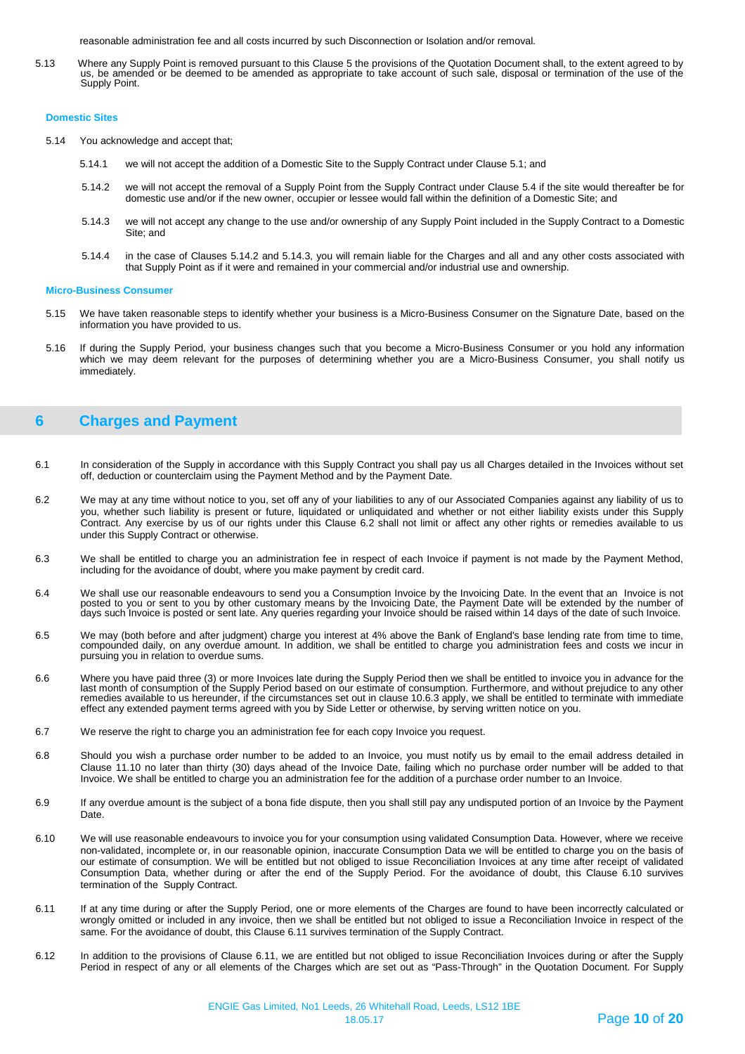reasonable administration fee and all costs incurred by such Disconnection or Isolation and/or removal.

5.13 Where any Supply Point is removed pursuant to this Clause 5 the provisions of the Quotation Document shall, to the extent agreed to by us, be amended or be deemed to be amended as appropriate to take account of such sale, disposal or termination of the use of the Supply Point.

### Domestic Sites

5.14 You acknowledge and accept that;

5.14.1 we will not accept the addition of a Domestic Site to the Supply Contract under Clause 5.1; and

5.14.2 we will not accept the removal of a Supply Point from the Supply Contract under Clause 5.4 if the site would thereafter be for domestic use and/or if the new owner, occupier or lessee would fall within the definition of a Domestic Site; and

5.14.3 we will not accept any change to the use and/or ownership of any Supply Point included in the Supply Contract to a Domestic Site; and

5.14.4 in the case of Clauses 5.14.2 and 5.14.3, you will remain liable for the Charges and all and any other costs associated with that Supply Point as if it were and remained in your commercial and/or industrial use and ownership.

### Micro-Business Consumer

5.15 We have taken reasonable steps to identify whether your business is a Micro-Business Consumer on the Signature Date, based on the information you have provided to us.

5.16 If during the Supply Period, your business changes such that you become a Micro-Business Consumer or you hold any information which we may deem relevant for the purposes of determining whether you are a Micro-Business Consumer, you shall notify us immediately.

## 6 Charges and Payment

6.1 In consideration of the Supply in accordance with this Supply Contract you shall pay us all Charges detailed in the Invoices without set off, deduction or counterclaim using the Payment Method and by the Payment Date.

6.2 We may at any time without notice to you, set off any of your liabilities to any of our Associated Companies against any liability of us to you, whether such liability is present or future, liquidated or unliquidated and whether or not either liability exists under this Supply Contract. Any exercise by us of our rights under this Clause 6.2 shall not limit or affect any other rights or remedies available to us under this Supply Contract or otherwise.

6.3 We shall be entitled to charge you an administration fee in respect of each Invoice if payment is not made by the Payment Method, including for the avoidance of doubt, where you make payment by credit card.

6.4 We shall use our reasonable endeavours to send you a Consumption Invoice by the Invoicing Date. In the event that an Invoice is not posted to you or sent to you by other customary means by the Invoicing Date, the Payment Date will be extended by the number of days such Invoice is posted or sent late. Any queries regarding your Invoice should be raised within 14 days of the date of such Invoice.

6.5 We may (both before and after judgment) charge you interest at 4% above the Bank of England's base lending rate from time to time, compounded daily, on any overdue amount. In addition, we shall be entitled to charge you administration fees and costs we incur in pursuing you in relation to overdue sums.

6.6 Where you have paid three (3) or more Invoices late during the Supply Period then we shall be entitled to invoice you in advance for the last month of consumption of the Supply Period based on our estimate of consumption. Furthermore, and without prejudice to any other remedies available to us hereunder, if the circumstances set out in clause 10.6.3 apply, we shall be entitled to terminate with immediate effect any extended payment terms agreed with you by Side Letter or otherwise, by serving written notice on you.

6.7 We reserve the right to charge you an administration fee for each copy Invoice you request.

6.8 Should you wish a purchase order number to be added to an Invoice, you must notify us by email to the email address detailed in Clause 11.10 no later than thirty (30) days ahead of the Invoice Date, failing which no purchase order number will be added to that Invoice. We shall be entitled to charge you an administration fee for the addition of a purchase order number to an Invoice.

6.9 If any overdue amount is the subject of a bona fide dispute, then you shall still pay any undisputed portion of an Invoice by the Payment Date.

6.10 We will use reasonable endeavours to invoice you for your consumption using validated Consumption Data. However, where we receive non-validated, incomplete or, in our reasonable opinion, inaccurate Consumption Data we will be entitled to charge you on the basis of our estimate of consumption. We will be entitled but not obliged to issue Reconciliation Invoices at any time after receipt of validated Consumption Data, whether during or after the end of the Supply Period. For the avoidance of doubt, this Clause 6.10 survives termination of the Supply Contract.

6.11 If at any time during or after the Supply Period, one or more elements of the Charges are found to have been incorrectly calculated or wrongly omitted or included in any invoice, then we shall be entitled but not obliged to issue a Reconciliation Invoice in respect of the same. For the avoidance of doubt, this Clause 6.11 survives termination of the Supply Contract.

6.12 In addition to the provisions of Clause 6.11, we are entitled but not obliged to issue Reconciliation Invoices during or after the Supply Period in respect of any or all elements of the Charges which are set out as "Pass-Through" in the Quotation Document. For Supply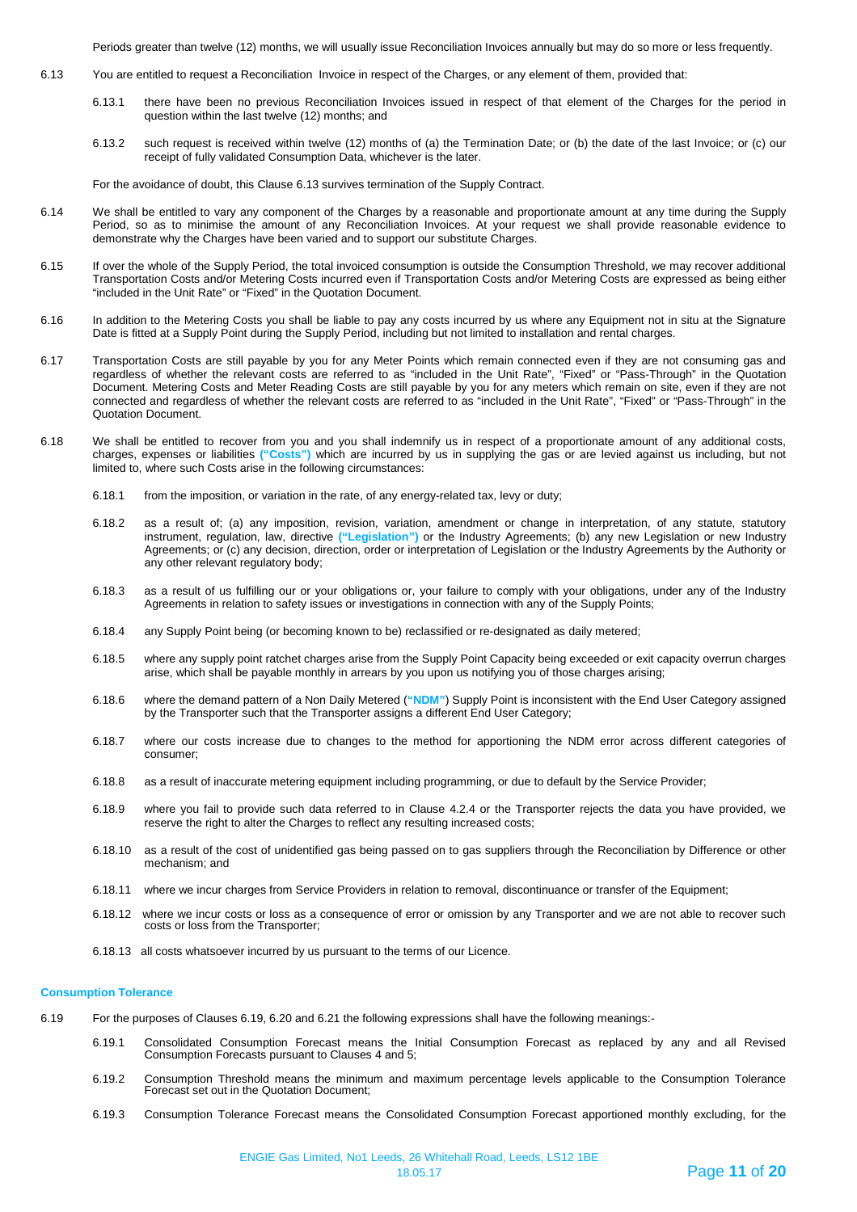Periods greater than twelve (12) months, we will usually issue Reconciliation Invoices annually but may do so more or less frequently.

6.13 You are entitled to request a Reconciliation Invoice in respect of the Charges, or any element of them, provided that:

6.13.1 there have been no previous Reconciliation Invoices issued in respect of that element of the Charges for the period in question within the last twelve (12) months; and

6.13.2 such request is received within twelve (12) months of (a) the Termination Date; or (b) the date of the last Invoice; or (c) our receipt of fully validated Consumption Data, whichever is the later.

For the avoidance of doubt, this Clause 6.13 survives termination of the Supply Contract.

6.14 We shall be entitled to vary any component of the Charges by a reasonable and proportionate amount at any time during the Supply Period, so as to minimise the amount of any Reconciliation Invoices. At your request we shall provide reasonable evidence to demonstrate why the Charges have been varied and to support our substitute Charges.

6.15 If over the whole of the Supply Period, the total invoiced consumption is outside the Consumption Threshold, we may recover additional Transportation Costs and/or Metering Costs incurred even if Transportation Costs and/or Metering Costs are expressed as being either "included in the Unit Rate" or "Fixed" in the Quotation Document.

6.16 In addition to the Metering Costs you shall be liable to pay any costs incurred by us where any Equipment not in situ at the Signature Date is fitted at a Supply Point during the Supply Period, including but not limited to installation and rental charges.

6.17 Transportation Costs are still payable by you for any Meter Points which remain connected even if they are not consuming gas and regardless of whether the relevant costs are referred to as "included in the Unit Rate", "Fixed" or "Pass-Through" in the Quotation Document. Metering Costs and Meter Reading Costs are still payable by you for any meters which remain on site, even if they are not connected and regardless of whether the relevant costs are referred to as "included in the Unit Rate", "Fixed" or "Pass-Through" in the Quotation Document.

6.18 We shall be entitled to recover from you and you shall indemnify us in respect of a proportionate amount of any additional costs, charges, expenses or liabilities **("Costs")** which are incurred by us in supplying the gas or are levied against us including, but not limited to, where such Costs arise in the following circumstances:

6.18.1 from the imposition, or variation in the rate, of any energy-related tax, levy or duty;

6.18.2 as a result of; (a) any imposition, revision, variation, amendment or change in interpretation, of any statute, statutory instrument, regulation, law, directive **("Legislation")** or the Industry Agreements; (b) any new Legislation or new Industry Agreements; or (c) any decision, direction, order or interpretation of Legislation or the Industry Agreements by the Authority or any other relevant regulatory body;

6.18.3 as a result of us fulfilling our or your obligations or, your failure to comply with your obligations, under any of the Industry Agreements in relation to safety issues or investigations in connection with any of the Supply Points;

6.18.4 any Supply Point being (or becoming known to be) reclassified or re-designated as daily metered;

6.18.5 where any supply point ratchet charges arise from the Supply Point Capacity being exceeded or exit capacity overrun charges arise, which shall be payable monthly in arrears by you upon us notifying you of those charges arising;

6.18.6 where the demand pattern of a Non Daily Metered (**"NDM"**) Supply Point is inconsistent with the End User Category assigned by the Transporter such that the Transporter assigns a different End User Category;

6.18.7 where our costs increase due to changes to the method for apportioning the NDM error across different categories of consumer;

6.18.8 as a result of inaccurate metering equipment including programming, or due to default by the Service Provider;

6.18.9 where you fail to provide such data referred to in Clause 4.2.4 or the Transporter rejects the data you have provided, we reserve the right to alter the Charges to reflect any resulting increased costs;

6.18.10 as a result of the cost of unidentified gas being passed on to gas suppliers through the Reconciliation by Difference or other mechanism; and

6.18.11 where we incur charges from Service Providers in relation to removal, discontinuance or transfer of the Equipment;

6.18.12 where we incur costs or loss as a consequence of error or omission by any Transporter and we are not able to recover such costs or loss from the Transporter;

6.18.13 all costs whatsoever incurred by us pursuant to the terms of our Licence.

### Consumption Tolerance

6.19 For the purposes of Clauses 6.19, 6.20 and 6.21 the following expressions shall have the following meanings:-

6.19.1 Consolidated Consumption Forecast means the Initial Consumption Forecast as replaced by any and all Revised Consumption Forecasts pursuant to Clauses 4 and 5;

6.19.2 Consumption Threshold means the minimum and maximum percentage levels applicable to the Consumption Tolerance Forecast set out in the Quotation Document;

6.19.3 Consumption Tolerance Forecast means the Consolidated Consumption Forecast apportioned monthly excluding, for the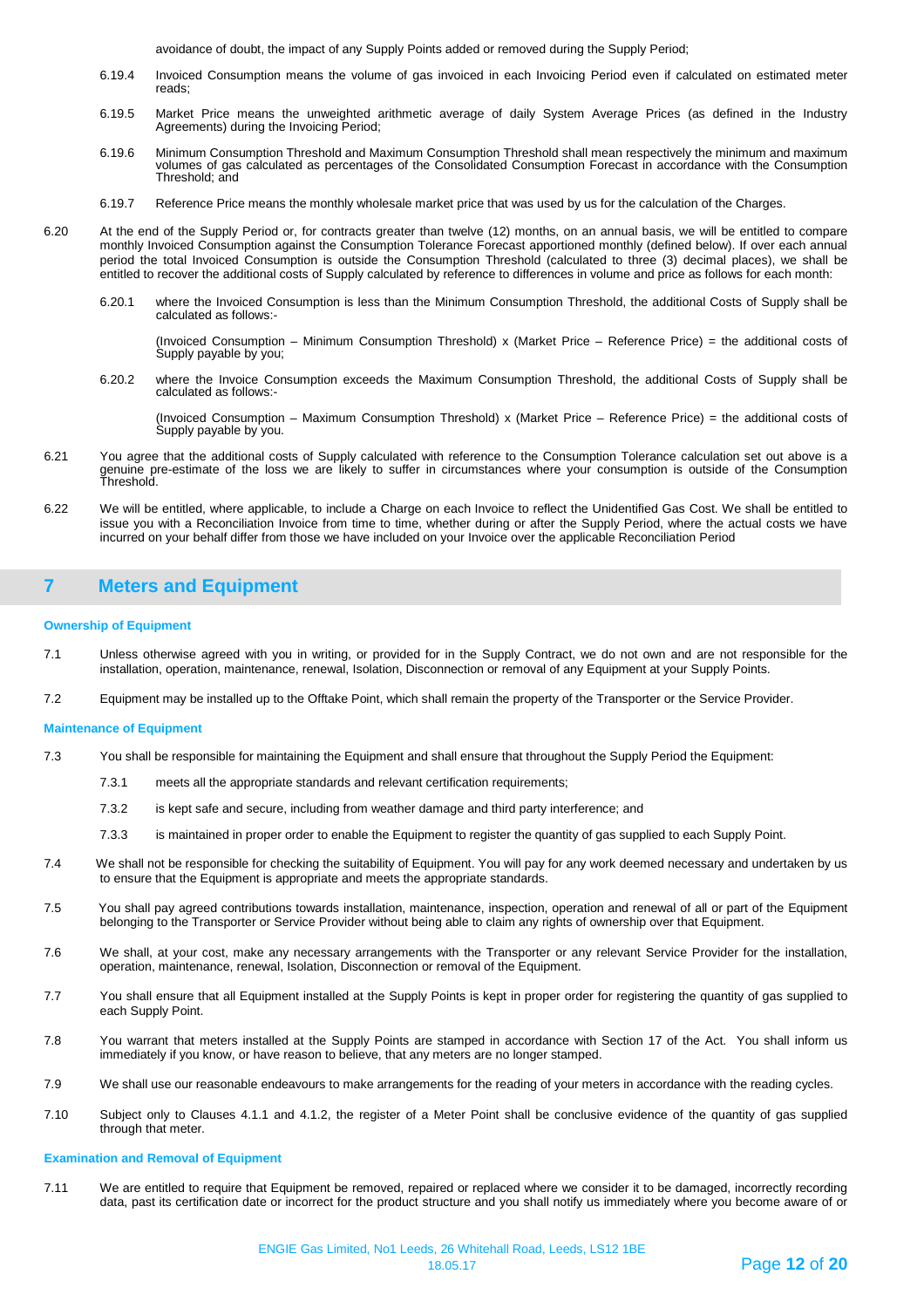avoidance of doubt, the impact of any Supply Points added or removed during the Supply Period;

6.19.4 Invoiced Consumption means the volume of gas invoiced in each Invoicing Period even if calculated on estimated meter reads;

6.19.5 Market Price means the unweighted arithmetic average of daily System Average Prices (as defined in the Industry Agreements) during the Invoicing Period;

6.19.6 Minimum Consumption Threshold and Maximum Consumption Threshold shall mean respectively the minimum and maximum volumes of gas calculated as percentages of the Consolidated Consumption Forecast in accordance with the Consumption Threshold; and

6.19.7 Reference Price means the monthly wholesale market price that was used by us for the calculation of the Charges.

6.20 At the end of the Supply Period or, for contracts greater than twelve (12) months, on an annual basis, we will be entitled to compare monthly Invoiced Consumption against the Consumption Tolerance Forecast apportioned monthly (defined below). If over each annual period the total Invoiced Consumption is outside the Consumption Threshold (calculated to three (3) decimal places), we shall be entitled to recover the additional costs of Supply calculated by reference to differences in volume and price as follows for each month:

6.20.1 where the Invoiced Consumption is less than the Minimum Consumption Threshold, the additional Costs of Supply shall be calculated as follows:-

(Invoiced Consumption – Minimum Consumption Threshold) x (Market Price – Reference Price) = the additional costs of Supply payable by you;

6.20.2 where the Invoice Consumption exceeds the Maximum Consumption Threshold, the additional Costs of Supply shall be calculated as follows:-

(Invoiced Consumption – Maximum Consumption Threshold) x (Market Price – Reference Price) = the additional costs of Supply payable by you.

6.21 You agree that the additional costs of Supply calculated with reference to the Consumption Tolerance calculation set out above is a genuine pre-estimate of the loss we are likely to suffer in circumstances where your consumption is outside of the Consumption Threshold.

6.22 We will be entitled, where applicable, to include a Charge on each Invoice to reflect the Unidentified Gas Cost. We shall be entitled to issue you with a Reconciliation Invoice from time to time, whether during or after the Supply Period, where the actual costs we have incurred on your behalf differ from those we have included on your Invoice over the applicable Reconciliation Period

## 7 Meters and Equipment

### Ownership of Equipment

7.1 Unless otherwise agreed with you in writing, or provided for in the Supply Contract, we do not own and are not responsible for the installation, operation, maintenance, renewal, Isolation, Disconnection or removal of any Equipment at your Supply Points.

7.2 Equipment may be installed up to the Offtake Point, which shall remain the property of the Transporter or the Service Provider.

### Maintenance of Equipment

7.3 You shall be responsible for maintaining the Equipment and shall ensure that throughout the Supply Period the Equipment:

7.3.1 meets all the appropriate standards and relevant certification requirements;

7.3.2 is kept safe and secure, including from weather damage and third party interference; and

7.3.3 is maintained in proper order to enable the Equipment to register the quantity of gas supplied to each Supply Point.

7.4 We shall not be responsible for checking the suitability of Equipment. You will pay for any work deemed necessary and undertaken by us to ensure that the Equipment is appropriate and meets the appropriate standards.

7.5 You shall pay agreed contributions towards installation, maintenance, inspection, operation and renewal of all or part of the Equipment belonging to the Transporter or Service Provider without being able to claim any rights of ownership over that Equipment.

7.6 We shall, at your cost, make any necessary arrangements with the Transporter or any relevant Service Provider for the installation, operation, maintenance, renewal, Isolation, Disconnection or removal of the Equipment.

7.7 You shall ensure that all Equipment installed at the Supply Points is kept in proper order for registering the quantity of gas supplied to each Supply Point.

7.8 You warrant that meters installed at the Supply Points are stamped in accordance with Section 17 of the Act. You shall inform us immediately if you know, or have reason to believe, that any meters are no longer stamped.

7.9 We shall use our reasonable endeavours to make arrangements for the reading of your meters in accordance with the reading cycles.

7.10 Subject only to Clauses 4.1.1 and 4.1.2, the register of a Meter Point shall be conclusive evidence of the quantity of gas supplied through that meter.

### Examination and Removal of Equipment

7.11 We are entitled to require that Equipment be removed, repaired or replaced where we consider it to be damaged, incorrectly recording data, past its certification date or incorrect for the product structure and you shall notify us immediately where you become aware of or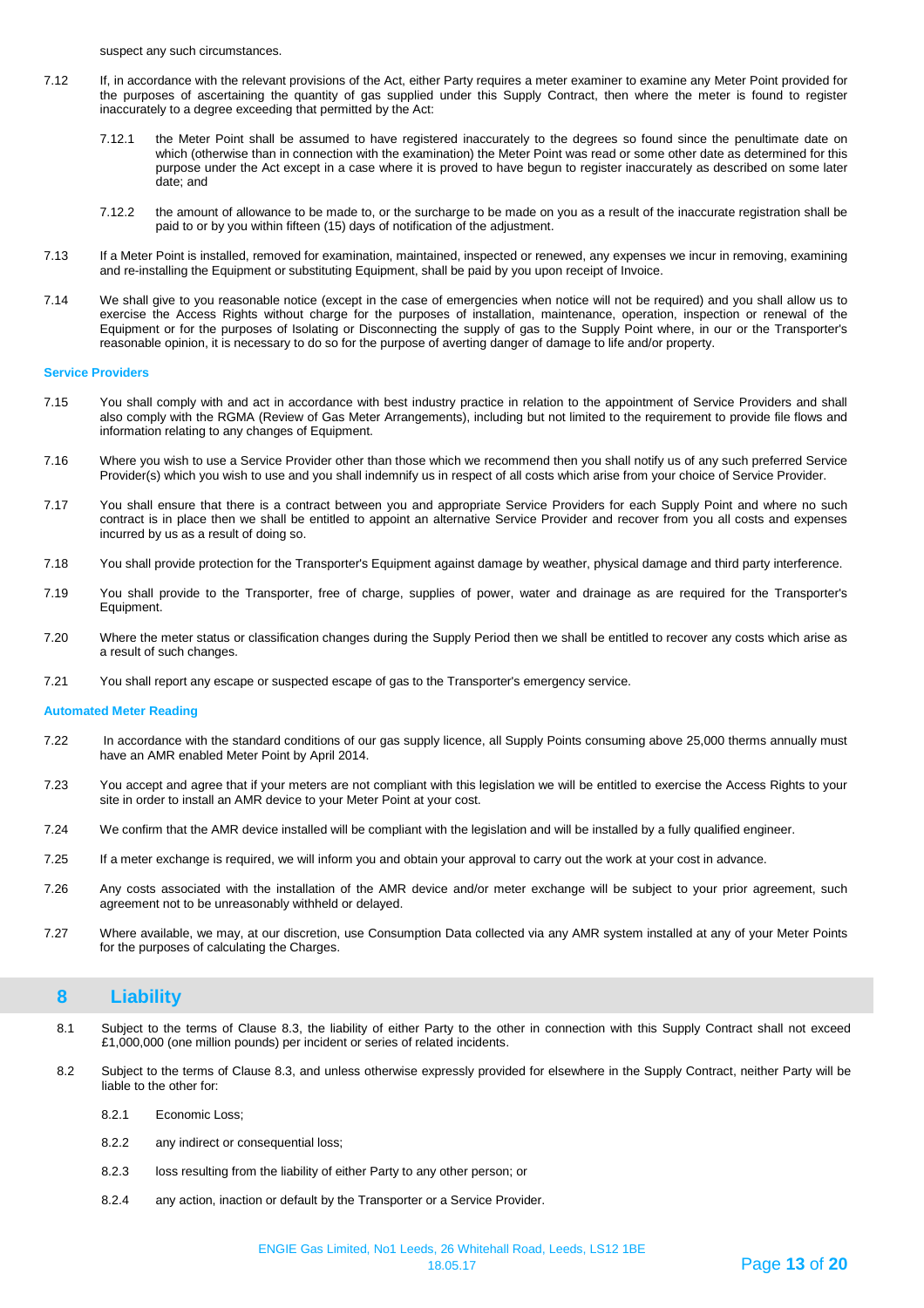suspect any such circumstances.

7.12 If, in accordance with the relevant provisions of the Act, either Party requires a meter examiner to examine any Meter Point provided for the purposes of ascertaining the quantity of gas supplied under this Supply Contract, then where the meter is found to register inaccurately to a degree exceeding that permitted by the Act:

7.12.1 the Meter Point shall be assumed to have registered inaccurately to the degrees so found since the penultimate date on which (otherwise than in connection with the examination) the Meter Point was read or some other date as determined for this purpose under the Act except in a case where it is proved to have begun to register inaccurately as described on some later date; and

7.12.2 the amount of allowance to be made to, or the surcharge to be made on you as a result of the inaccurate registration shall be paid to or by you within fifteen (15) days of notification of the adjustment.

7.13 If a Meter Point is installed, removed for examination, maintained, inspected or renewed, any expenses we incur in removing, examining and re-installing the Equipment or substituting Equipment, shall be paid by you upon receipt of Invoice.

7.14 We shall give to you reasonable notice (except in the case of emergencies when notice will not be required) and you shall allow us to exercise the Access Rights without charge for the purposes of installation, maintenance, operation, inspection or renewal of the Equipment or for the purposes of Isolating or Disconnecting the supply of gas to the Supply Point where, in our or the Transporter's reasonable opinion, it is necessary to do so for the purpose of averting danger of damage to life and/or property.

**Service Providers**

7.15 You shall comply with and act in accordance with best industry practice in relation to the appointment of Service Providers and shall also comply with the RGMA (Review of Gas Meter Arrangements), including but not limited to the requirement to provide file flows and information relating to any changes of Equipment.

7.16 Where you wish to use a Service Provider other than those which we recommend then you shall notify us of any such preferred Service Provider(s) which you wish to use and you shall indemnify us in respect of all costs which arise from your choice of Service Provider.

7.17 You shall ensure that there is a contract between you and appropriate Service Providers for each Supply Point and where no such contract is in place then we shall be entitled to appoint an alternative Service Provider and recover from you all costs and expenses incurred by us as a result of doing so.

7.18 You shall provide protection for the Transporter's Equipment against damage by weather, physical damage and third party interference.

7.19 You shall provide to the Transporter, free of charge, supplies of power, water and drainage as are required for the Transporter's Equipment.

7.20 Where the meter status or classification changes during the Supply Period then we shall be entitled to recover any costs which arise as a result of such changes.

7.21 You shall report any escape or suspected escape of gas to the Transporter's emergency service.

**Automated Meter Reading**

7.22 In accordance with the standard conditions of our gas supply licence, all Supply Points consuming above 25,000 therms annually must have an AMR enabled Meter Point by April 2014.

7.23 You accept and agree that if your meters are not compliant with this legislation we will be entitled to exercise the Access Rights to your site in order to install an AMR device to your Meter Point at your cost.

7.24 We confirm that the AMR device installed will be compliant with the legislation and will be installed by a fully qualified engineer.

7.25 If a meter exchange is required, we will inform you and obtain your approval to carry out the work at your cost in advance.

7.26 Any costs associated with the installation of the AMR device and/or meter exchange will be subject to your prior agreement, such agreement not to be unreasonably withheld or delayed.

7.27 Where available, we may, at our discretion, use Consumption Data collected via any AMR system installed at any of your Meter Points for the purposes of calculating the Charges.

## 8 Liability

8.1 Subject to the terms of Clause 8.3, the liability of either Party to the other in connection with this Supply Contract shall not exceed £1,000,000 (one million pounds) per incident or series of related incidents.

8.2 Subject to the terms of Clause 8.3, and unless otherwise expressly provided for elsewhere in the Supply Contract, neither Party will be liable to the other for:

8.2.1 Economic Loss;

8.2.2 any indirect or consequential loss;

8.2.3 loss resulting from the liability of either Party to any other person; or

8.2.4 any action, inaction or default by the Transporter or a Service Provider.

ENGIE Gas Limited, No1 Leeds, 26 Whitehall Road, Leeds, LS12 1BE
18.05.17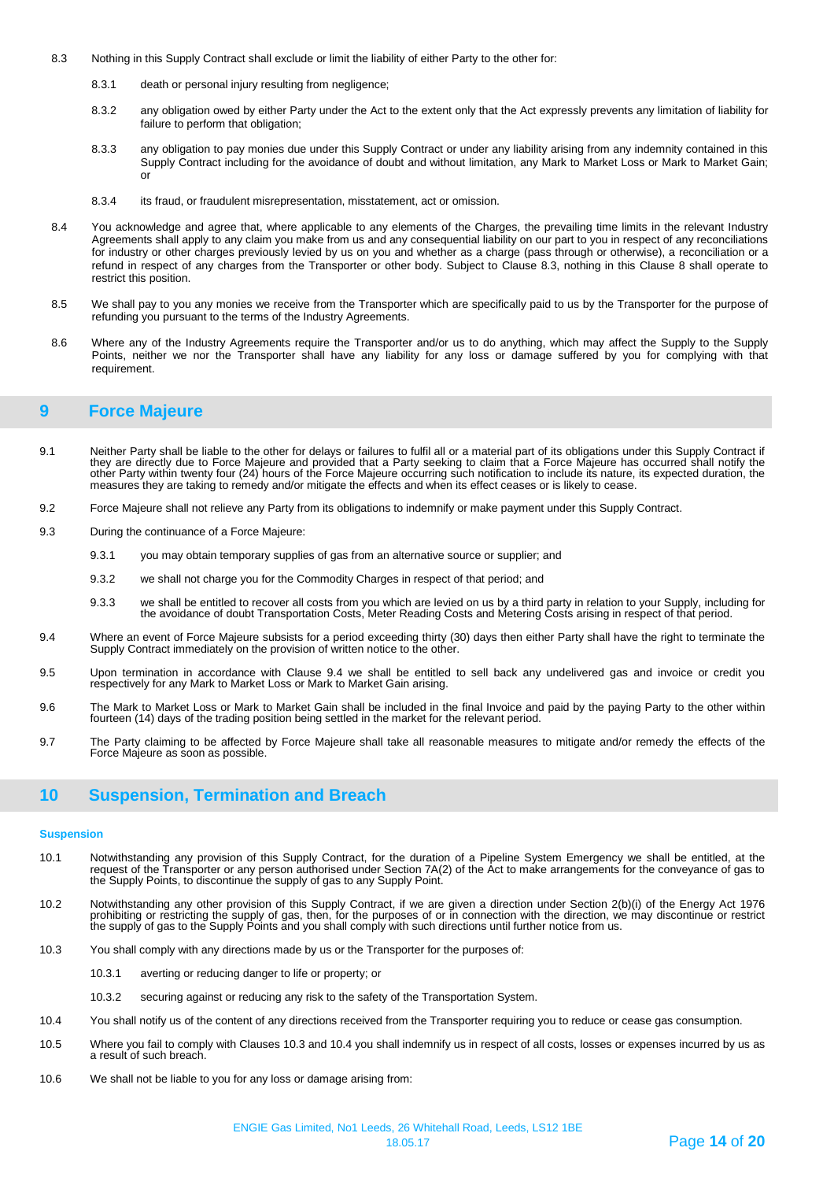8.3 Nothing in this Supply Contract shall exclude or limit the liability of either Party to the other for:

8.3.1 death or personal injury resulting from negligence;

8.3.2 any obligation owed by either Party under the Act to the extent only that the Act expressly prevents any limitation of liability for failure to perform that obligation;

8.3.3 any obligation to pay monies due under this Supply Contract or under any liability arising from any indemnity contained in this Supply Contract including for the avoidance of doubt and without limitation, any Mark to Market Loss or Mark to Market Gain; or

8.3.4 its fraud, or fraudulent misrepresentation, misstatement, act or omission.

8.4 You acknowledge and agree that, where applicable to any elements of the Charges, the prevailing time limits in the relevant Industry Agreements shall apply to any claim you make from us and any consequential liability on our part to you in respect of any reconciliations for industry or other charges previously levied by us on you and whether as a charge (pass through or otherwise), a reconciliation or a refund in respect of any charges from the Transporter or other body. Subject to Clause 8.3, nothing in this Clause 8 shall operate to restrict this position.

8.5 We shall pay to you any monies we receive from the Transporter which are specifically paid to us by the Transporter for the purpose of refunding you pursuant to the terms of the Industry Agreements.

8.6 Where any of the Industry Agreements require the Transporter and/or us to do anything, which may affect the Supply to the Supply Points, neither we nor the Transporter shall have any liability for any loss or damage suffered by you for complying with that requirement.

## 9 Force Majeure

9.1 Neither Party shall be liable to the other for delays or failures to fulfil all or a material part of its obligations under this Supply Contract if they are directly due to Force Majeure and provided that a Party seeking to claim that a Force Majeure has occurred shall notify the other Party within twenty four (24) hours of the Force Majeure occurring such notification to include its nature, its expected duration, the measures they are taking to remedy and/or mitigate the effects and when its effect ceases or is likely to cease.

9.2 Force Majeure shall not relieve any Party from its obligations to indemnify or make payment under this Supply Contract.

9.3 During the continuance of a Force Majeure:

9.3.1 you may obtain temporary supplies of gas from an alternative source or supplier; and

9.3.2 we shall not charge you for the Commodity Charges in respect of that period; and

9.3.3 we shall be entitled to recover all costs from you which are levied on us by a third party in relation to your Supply, including for the avoidance of doubt Transportation Costs, Meter Reading Costs and Metering Costs arising in respect of that period.

9.4 Where an event of Force Majeure subsists for a period exceeding thirty (30) days then either Party shall have the right to terminate the Supply Contract immediately on the provision of written notice to the other.

9.5 Upon termination in accordance with Clause 9.4 we shall be entitled to sell back any undelivered gas and invoice or credit you respectively for any Mark to Market Loss or Mark to Market Gain arising.

9.6 The Mark to Market Loss or Mark to Market Gain shall be included in the final Invoice and paid by the paying Party to the other within fourteen (14) days of the trading position being settled in the market for the relevant period.

9.7 The Party claiming to be affected by Force Majeure shall take all reasonable measures to mitigate and/or remedy the effects of the Force Majeure as soon as possible.

## 10 Suspension, Termination and Breach

### Suspension

10.1 Notwithstanding any provision of this Supply Contract, for the duration of a Pipeline System Emergency we shall be entitled, at the request of the Transporter or any person authorised under Section 7A(2) of the Act to make arrangements for the conveyance of gas to the Supply Points, to discontinue the supply of gas to any Supply Point.

10.2 Notwithstanding any other provision of this Supply Contract, if we are given a direction under Section 2(b)(i) of the Energy Act 1976 prohibiting or restricting the supply of gas, then, for the purposes of or in connection with the direction, we may discontinue or restrict the supply of gas to the Supply Points and you shall comply with such directions until further notice from us.

10.3 You shall comply with any directions made by us or the Transporter for the purposes of:

10.3.1 averting or reducing danger to life or property; or

10.3.2 securing against or reducing any risk to the safety of the Transportation System.

10.4 You shall notify us of the content of any directions received from the Transporter requiring you to reduce or cease gas consumption.

10.5 Where you fail to comply with Clauses 10.3 and 10.4 you shall indemnify us in respect of all costs, losses or expenses incurred by us as a result of such breach.

10.6 We shall not be liable to you for any loss or damage arising from: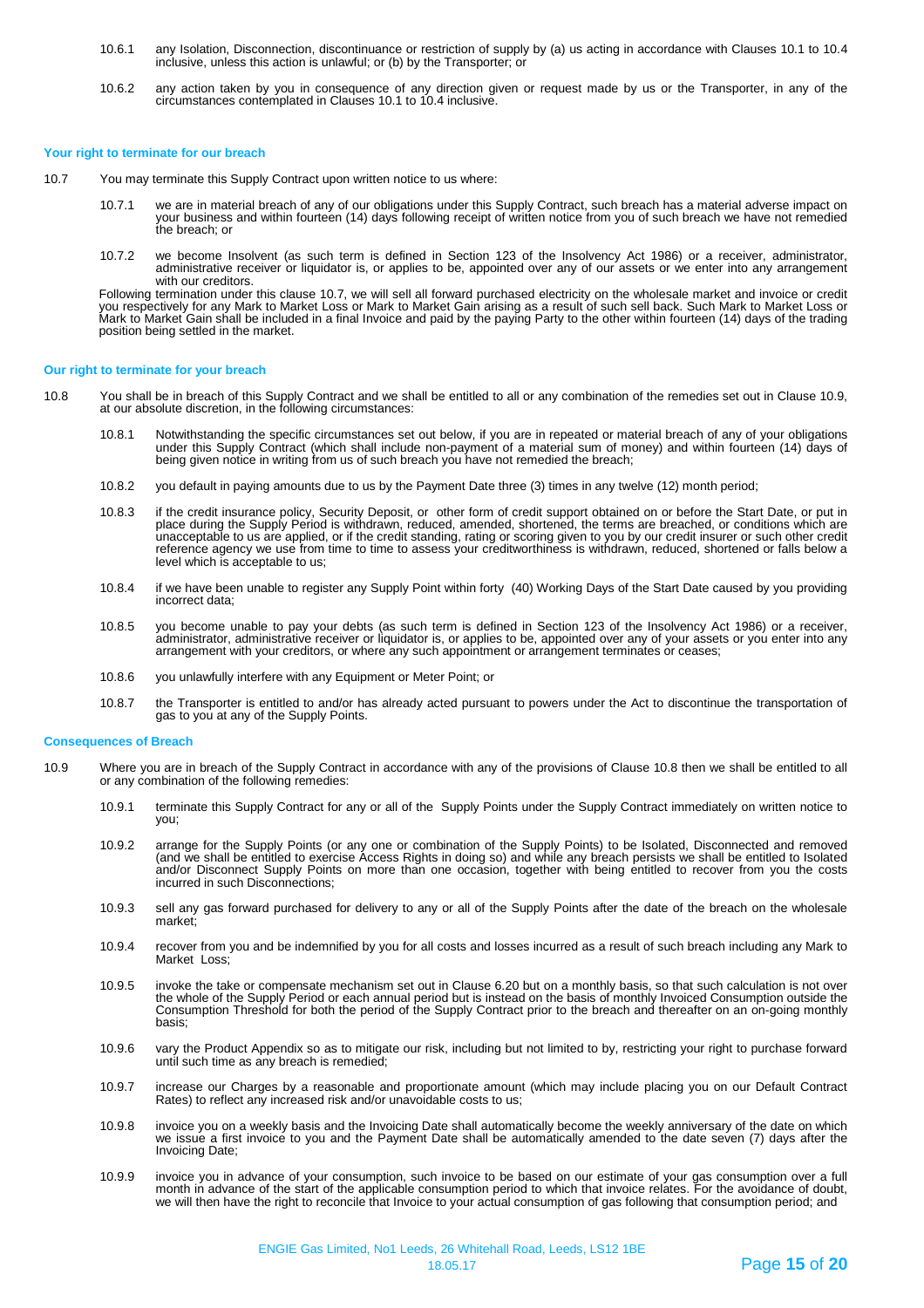10.6.1 any Isolation, Disconnection, discontinuance or restriction of supply by (a) us acting in accordance with Clauses 10.1 to 10.4 inclusive, unless this action is unlawful; or (b) by the Transporter; or

10.6.2 any action taken by you in consequence of any direction given or request made by us or the Transporter, in any of the circumstances contemplated in Clauses 10.1 to 10.4 inclusive.

### Your right to terminate for our breach

10.7 You may terminate this Supply Contract upon written notice to us where:

10.7.1 we are in material breach of any of our obligations under this Supply Contract, such breach has a material adverse impact on your business and within fourteen (14) days following receipt of written notice from you of such breach we have not remedied the breach; or

10.7.2 we become Insolvent (as such term is defined in Section 123 of the Insolvency Act 1986) or a receiver, administrator, administrative receiver or liquidator is, or applies to be, appointed over any of our assets or we enter into any arrangement with our creditors.

Following termination under this clause 10.7, we will sell all forward purchased electricity on the wholesale market and invoice or credit you respectively for any Mark to Market Loss or Mark to Market Gain arising as a result of such sell back. Such Mark to Market Loss or Mark to Market Gain shall be included in a final Invoice and paid by the paying Party to the other within fourteen (14) days of the trading position being settled in the market.

### Our right to terminate for your breach

10.8 You shall be in breach of this Supply Contract and we shall be entitled to all or any combination of the remedies set out in Clause 10.9, at our absolute discretion, in the following circumstances:

10.8.1 Notwithstanding the specific circumstances set out below, if you are in repeated or material breach of any of your obligations under this Supply Contract (which shall include non-payment of a material sum of money) and within fourteen (14) days of being given notice in writing from us of such breach you have not remedied the breach;

10.8.2 you default in paying amounts due to us by the Payment Date three (3) times in any twelve (12) month period;

10.8.3 if the credit insurance policy, Security Deposit, or other form of credit support obtained on or before the Start Date, or put in place during the Supply Period is withdrawn, reduced, amended, shortened, the terms are breached, or conditions which are unacceptable to us are applied, or if the credit standing, rating or scoring given to you by our credit insurer or such other credit reference agency we use from time to time to assess your creditworthiness is withdrawn, reduced, shortened or falls below a level which is acceptable to us;

10.8.4 if we have been unable to register any Supply Point within forty (40) Working Days of the Start Date caused by you providing incorrect data;

10.8.5 you become unable to pay your debts (as such term is defined in Section 123 of the Insolvency Act 1986) or a receiver, administrator, administrative receiver or liquidator is, or applies to be, appointed over any of your assets or you enter into any arrangement with your creditors, or where any such appointment or arrangement terminates or ceases;

10.8.6 you unlawfully interfere with any Equipment or Meter Point; or

10.8.7 the Transporter is entitled to and/or has already acted pursuant to powers under the Act to discontinue the transportation of gas to you at any of the Supply Points.

### Consequences of Breach

10.9 Where you are in breach of the Supply Contract in accordance with any of the provisions of Clause 10.8 then we shall be entitled to all or any combination of the following remedies:

10.9.1 terminate this Supply Contract for any or all of the Supply Points under the Supply Contract immediately on written notice to you;

10.9.2 arrange for the Supply Points (or any one or combination of the Supply Points) to be Isolated, Disconnected and removed (and we shall be entitled to exercise Access Rights in doing so) and while any breach persists we shall be entitled to Isolated and/or Disconnect Supply Points on more than one occasion, together with being entitled to recover from you the costs incurred in such Disconnections;

10.9.3 sell any gas forward purchased for delivery to any or all of the Supply Points after the date of the breach on the wholesale market;

10.9.4 recover from you and be indemnified by you for all costs and losses incurred as a result of such breach including any Mark to Market Loss;

10.9.5 invoke the take or compensate mechanism set out in Clause 6.20 but on a monthly basis, so that such calculation is not over the whole of the Supply Period or each annual period but is instead on the basis of monthly Invoiced Consumption outside the Consumption Threshold for both the period of the Supply Contract prior to the breach and thereafter on an on-going monthly basis;

10.9.6 vary the Product Appendix so as to mitigate our risk, including but not limited to by, restricting your right to purchase forward until such time as any breach is remedied;

10.9.7 increase our Charges by a reasonable and proportionate amount (which may include placing you on our Default Contract Rates) to reflect any increased risk and/or unavoidable costs to us;

10.9.8 invoice you on a weekly basis and the Invoicing Date shall automatically become the weekly anniversary of the date on which we issue a first invoice to you and the Payment Date shall be automatically amended to the date seven (7) days after the Invoicing Date;

10.9.9 invoice you in advance of your consumption, such invoice to be based on our estimate of your gas consumption over a full month in advance of the start of the applicable consumption period to which that invoice relates. For the avoidance of doubt, we will then have the right to reconcile that Invoice to your actual consumption of gas following that consumption period; and

ENGIE Gas Limited, No1 Leeds, 26 Whitehall Road, Leeds, LS12 1BE
18.05.17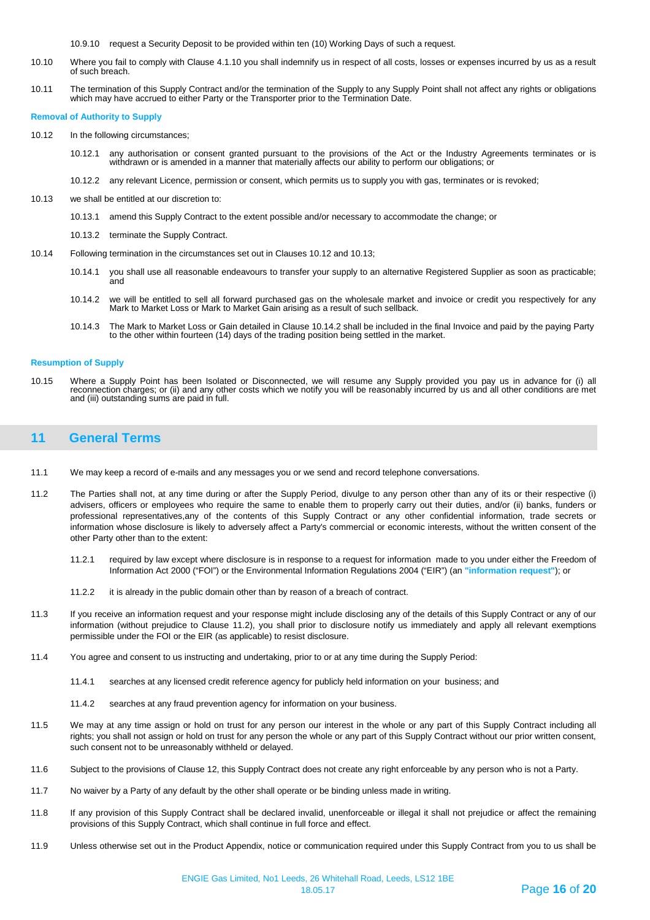10.9.10 request a Security Deposit to be provided within ten (10) Working Days of such a request.

10.10 Where you fail to comply with Clause 4.1.10 you shall indemnify us in respect of all costs, losses or expenses incurred by us as a result of such breach.

10.11 The termination of this Supply Contract and/or the termination of the Supply to any Supply Point shall not affect any rights or obligations which may have accrued to either Party or the Transporter prior to the Termination Date.

**Removal of Authority to Supply**

10.12 In the following circumstances;

10.12.1 any authorisation or consent granted pursuant to the provisions of the Act or the Industry Agreements terminates or is withdrawn or is amended in a manner that materially affects our ability to perform our obligations; or

10.12.2 any relevant Licence, permission or consent, which permits us to supply you with gas, terminates or is revoked;

10.13 we shall be entitled at our discretion to:

10.13.1 amend this Supply Contract to the extent possible and/or necessary to accommodate the change; or

10.13.2 terminate the Supply Contract.

10.14 Following termination in the circumstances set out in Clauses 10.12 and 10.13;

10.14.1 you shall use all reasonable endeavours to transfer your supply to an alternative Registered Supplier as soon as practicable; and

10.14.2 we will be entitled to sell all forward purchased gas on the wholesale market and invoice or credit you respectively for any Mark to Market Loss or Mark to Market Gain arising as a result of such sellback.

10.14.3 The Mark to Market Loss or Gain detailed in Clause 10.14.2 shall be included in the final Invoice and paid by the paying Party to the other within fourteen (14) days of the trading position being settled in the market.

**Resumption of Supply**

10.15 Where a Supply Point has been Isolated or Disconnected, we will resume any Supply provided you pay us in advance for (i) all reconnection charges; or (ii) and any other costs which we notify you will be reasonably incurred by us and all other conditions are met and (iii) outstanding sums are paid in full.

## 11 General Terms

11.1 We may keep a record of e-mails and any messages you or we send and record telephone conversations.

11.2 The Parties shall not, at any time during or after the Supply Period, divulge to any person other than any of its or their respective (i) advisers, officers or employees who require the same to enable them to properly carry out their duties, and/or (ii) banks, funders or professional representatives,any of the contents of this Supply Contract or any other confidential information, trade secrets or information whose disclosure is likely to adversely affect a Party's commercial or economic interests, without the written consent of the other Party other than to the extent:

11.2.1 required by law except where disclosure is in response to a request for information made to you under either the Freedom of Information Act 2000 ("FOI") or the Environmental Information Regulations 2004 ("EIR") (an **"information request"**); or

11.2.2 it is already in the public domain other than by reason of a breach of contract.

11.3 If you receive an information request and your response might include disclosing any of the details of this Supply Contract or any of our information (without prejudice to Clause 11.2), you shall prior to disclosure notify us immediately and apply all relevant exemptions permissible under the FOI or the EIR (as applicable) to resist disclosure.

11.4 You agree and consent to us instructing and undertaking, prior to or at any time during the Supply Period:

11.4.1 searches at any licensed credit reference agency for publicly held information on your business; and

11.4.2 searches at any fraud prevention agency for information on your business.

11.5 We may at any time assign or hold on trust for any person our interest in the whole or any part of this Supply Contract including all rights; you shall not assign or hold on trust for any person the whole or any part of this Supply Contract without our prior written consent, such consent not to be unreasonably withheld or delayed.

11.6 Subject to the provisions of Clause 12, this Supply Contract does not create any right enforceable by any person who is not a Party.

11.7 No waiver by a Party of any default by the other shall operate or be binding unless made in writing.

11.8 If any provision of this Supply Contract shall be declared invalid, unenforceable or illegal it shall not prejudice or affect the remaining provisions of this Supply Contract, which shall continue in full force and effect.

11.9 Unless otherwise set out in the Product Appendix, notice or communication required under this Supply Contract from you to us shall be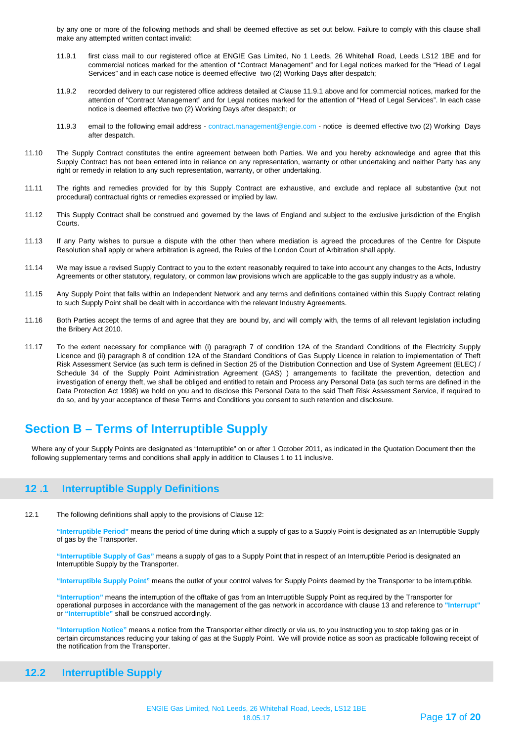by any one or more of the following methods and shall be deemed effective as set out below. Failure to comply with this clause shall make any attempted written contact invalid:

11.9.1 first class mail to our registered office at ENGIE Gas Limited, No 1 Leeds, 26 Whitehall Road, Leeds LS12 1BE and for commercial notices marked for the attention of "Contract Management" and for Legal notices marked for the "Head of Legal Services" and in each case notice is deemed effective two (2) Working Days after despatch;

11.9.2 recorded delivery to our registered office address detailed at Clause 11.9.1 above and for commercial notices, marked for the attention of "Contract Management" and for Legal notices marked for the attention of "Head of Legal Services". In each case notice is deemed effective two (2) Working Days after despatch; or

11.9.3 email to the following email address - contract.management@engie.com - notice is deemed effective two (2) Working Days after despatch.

11.10 The Supply Contract constitutes the entire agreement between both Parties. We and you hereby acknowledge and agree that this Supply Contract has not been entered into in reliance on any representation, warranty or other undertaking and neither Party has any right or remedy in relation to any such representation, warranty, or other undertaking.

11.11 The rights and remedies provided for by this Supply Contract are exhaustive, and exclude and replace all substantive (but not procedural) contractual rights or remedies expressed or implied by law.

11.12 This Supply Contract shall be construed and governed by the laws of England and subject to the exclusive jurisdiction of the English Courts.

11.13 If any Party wishes to pursue a dispute with the other then where mediation is agreed the procedures of the Centre for Dispute Resolution shall apply or where arbitration is agreed, the Rules of the London Court of Arbitration shall apply.

11.14 We may issue a revised Supply Contract to you to the extent reasonably required to take into account any changes to the Acts, Industry Agreements or other statutory, regulatory, or common law provisions which are applicable to the gas supply industry as a whole.

11.15 Any Supply Point that falls within an Independent Network and any terms and definitions contained within this Supply Contract relating to such Supply Point shall be dealt with in accordance with the relevant Industry Agreements.

11.16 Both Parties accept the terms of and agree that they are bound by, and will comply with, the terms of all relevant legislation including the Bribery Act 2010.

11.17 To the extent necessary for compliance with (i) paragraph 7 of condition 12A of the Standard Conditions of the Electricity Supply Licence and (ii) paragraph 8 of condition 12A of the Standard Conditions of Gas Supply Licence in relation to implementation of Theft Risk Assessment Service (as such term is defined in Section 25 of the Distribution Connection and Use of System Agreement (ELEC) / Schedule 34 of the Supply Point Administration Agreement (GAS) ) arrangements to facilitate the prevention, detection and investigation of energy theft, we shall be obliged and entitled to retain and Process any Personal Data (as such terms are defined in the Data Protection Act 1998) we hold on you and to disclose this Personal Data to the said Theft Risk Assessment Service, if required to do so, and by your acceptance of these Terms and Conditions you consent to such retention and disclosure.

# Section B – Terms of Interruptible Supply

Where any of your Supply Points are designated as "Interruptible" on or after 1 October 2011, as indicated in the Quotation Document then the following supplementary terms and conditions shall apply in addition to Clauses 1 to 11 inclusive.

## 12 .1 Interruptible Supply Definitions

12.1 The following definitions shall apply to the provisions of Clause 12:

**"Interruptible Period"** means the period of time during which a supply of gas to a Supply Point is designated as an Interruptible Supply of gas by the Transporter.

**"Interruptible Supply of Gas"** means a supply of gas to a Supply Point that in respect of an Interruptible Period is designated an Interruptible Supply by the Transporter.

**"Interruptible Supply Point"** means the outlet of your control valves for Supply Points deemed by the Transporter to be interruptible.

**"Interruption"** means the interruption of the offtake of gas from an Interruptible Supply Point as required by the Transporter for operational purposes in accordance with the management of the gas network in accordance with clause 13 and reference to **"Interrupt"** or **"Interruptible"** shall be construed accordingly.

**"Interruption Notice"** means a notice from the Transporter either directly or via us, to you instructing you to stop taking gas or in certain circumstances reducing your taking of gas at the Supply Point. We will provide notice as soon as practicable following receipt of the notification from the Transporter.

## 12.2 Interruptible Supply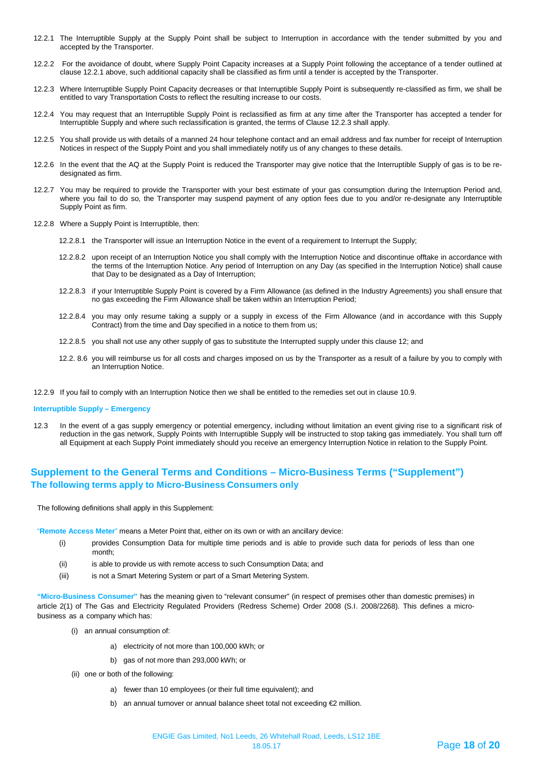12.2.1 The Interruptible Supply at the Supply Point shall be subject to Interruption in accordance with the tender submitted by you and accepted by the Transporter.

12.2.2 For the avoidance of doubt, where Supply Point Capacity increases at a Supply Point following the acceptance of a tender outlined at clause 12.2.1 above, such additional capacity shall be classified as firm until a tender is accepted by the Transporter.

12.2.3 Where Interruptible Supply Point Capacity decreases or that Interruptible Supply Point is subsequently re-classified as firm, we shall be entitled to vary Transportation Costs to reflect the resulting increase to our costs.

12.2.4 You may request that an Interruptible Supply Point is reclassified as firm at any time after the Transporter has accepted a tender for Interruptible Supply and where such reclassification is granted, the terms of Clause 12.2.3 shall apply.

12.2.5 You shall provide us with details of a manned 24 hour telephone contact and an email address and fax number for receipt of Interruption Notices in respect of the Supply Point and you shall immediately notify us of any changes to these details.

12.2.6 In the event that the AQ at the Supply Point is reduced the Transporter may give notice that the Interruptible Supply of gas is to be re-designated as firm.

12.2.7 You may be required to provide the Transporter with your best estimate of your gas consumption during the Interruption Period and, where you fail to do so, the Transporter may suspend payment of any option fees due to you and/or re-designate any Interruptible Supply Point as firm.

12.2.8 Where a Supply Point is Interruptible, then:

12.2.8.1 the Transporter will issue an Interruption Notice in the event of a requirement to Interrupt the Supply;

12.2.8.2 upon receipt of an Interruption Notice you shall comply with the Interruption Notice and discontinue offtake in accordance with the terms of the Interruption Notice. Any period of Interruption on any Day (as specified in the Interruption Notice) shall cause that Day to be designated as a Day of Interruption;

12.2.8.3 if your Interruptible Supply Point is covered by a Firm Allowance (as defined in the Industry Agreements) you shall ensure that no gas exceeding the Firm Allowance shall be taken within an Interruption Period;

12.2.8.4 you may only resume taking a supply or a supply in excess of the Firm Allowance (and in accordance with this Supply Contract) from the time and Day specified in a notice to them from us;

12.2.8.5 you shall not use any other supply of gas to substitute the Interrupted supply under this clause 12; and

12.2. 8.6 you will reimburse us for all costs and charges imposed on us by the Transporter as a result of a failure by you to comply with an Interruption Notice.

12.2.9 If you fail to comply with an Interruption Notice then we shall be entitled to the remedies set out in clause 10.9.

**Interruptible Supply – Emergency**

12.3 In the event of a gas supply emergency or potential emergency, including without limitation an event giving rise to a significant risk of reduction in the gas network, Supply Points with Interruptible Supply will be instructed to stop taking gas immediately. You shall turn off all Equipment at each Supply Point immediately should you receive an emergency Interruption Notice in relation to the Supply Point.

## Supplement to the General Terms and Conditions – Micro-Business Terms ("Supplement")
### The following terms apply to Micro-Business Consumers only

The following definitions shall apply in this Supplement:

"**Remote Access Meter**" means a Meter Point that, either on its own or with an ancillary device:

(i) provides Consumption Data for multiple time periods and is able to provide such data for periods of less than one month;

(ii) is able to provide us with remote access to such Consumption Data; and

(iii) is not a Smart Metering System or part of a Smart Metering System.

**"Micro-Business Consumer"** has the meaning given to "relevant consumer" (in respect of premises other than domestic premises) in article 2(1) of The Gas and Electricity Regulated Providers (Redress Scheme) Order 2008 (S.I. 2008/2268). This defines a micro-business as a company which has:

(i) an annual consumption of:

a) electricity of not more than 100,000 kWh; or

b) gas of not more than 293,000 kWh; or

(ii) one or both of the following:

a) fewer than 10 employees (or their full time equivalent); and

b) an annual turnover or annual balance sheet total not exceeding €2 million.

ENGIE Gas Limited, No1 Leeds, 26 Whitehall Road, Leeds, LS12 1BE
18.05.17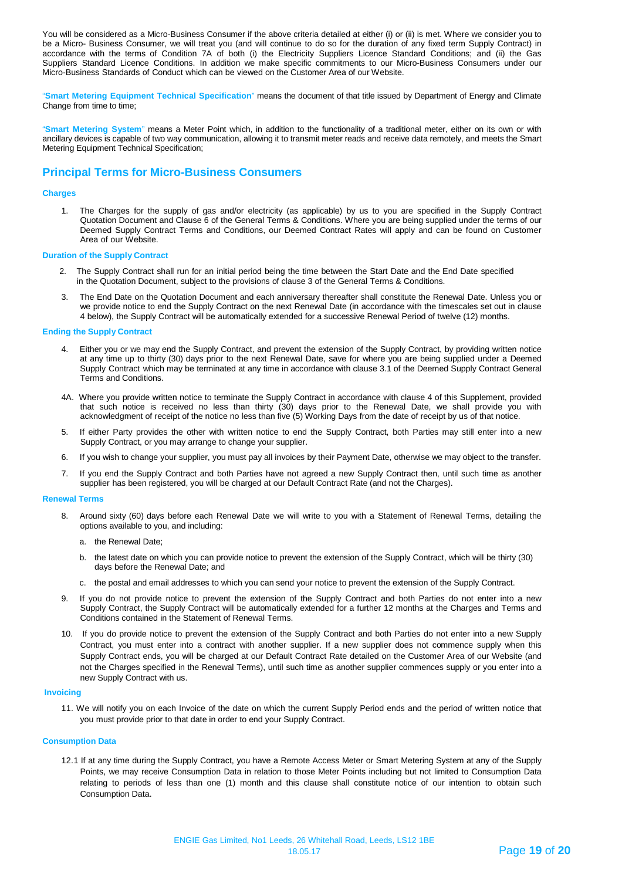You will be considered as a Micro-Business Consumer if the above criteria detailed at either (i) or (ii) is met. Where we consider you to be a Micro- Business Consumer, we will treat you (and will continue to do so for the duration of any fixed term Supply Contract) in accordance with the terms of Condition 7A of both (i) the Electricity Suppliers Licence Standard Conditions; and (ii) the Gas Suppliers Standard Licence Conditions. In addition we make specific commitments to our Micro-Business Consumers under our Micro-Business Standards of Conduct which can be viewed on the Customer Area of our Website.

"**Smart Metering Equipment Technical Specification**" means the document of that title issued by Department of Energy and Climate Change from time to time;

"**Smart Metering System**" means a Meter Point which, in addition to the functionality of a traditional meter, either on its own or with ancillary devices is capable of two way communication, allowing it to transmit meter reads and receive data remotely, and meets the Smart Metering Equipment Technical Specification;

## Principal Terms for Micro-Business Consumers

### Charges

1. The Charges for the supply of gas and/or electricity (as applicable) by us to you are specified in the Supply Contract Quotation Document and Clause 6 of the General Terms & Conditions. Where you are being supplied under the terms of our Deemed Supply Contract Terms and Conditions, our Deemed Contract Rates will apply and can be found on Customer Area of our Website.

### Duration of the Supply Contract

2. The Supply Contract shall run for an initial period being the time between the Start Date and the End Date specified in the Quotation Document, subject to the provisions of clause 3 of the General Terms & Conditions.

3. The End Date on the Quotation Document and each anniversary thereafter shall constitute the Renewal Date. Unless you or we provide notice to end the Supply Contract on the next Renewal Date (in accordance with the timescales set out in clause 4 below), the Supply Contract will be automatically extended for a successive Renewal Period of twelve (12) months.

### Ending the Supply Contract

4. Either you or we may end the Supply Contract, and prevent the extension of the Supply Contract, by providing written notice at any time up to thirty (30) days prior to the next Renewal Date, save for where you are being supplied under a Deemed Supply Contract which may be terminated at any time in accordance with clause 3.1 of the Deemed Supply Contract General Terms and Conditions.

4A. Where you provide written notice to terminate the Supply Contract in accordance with clause 4 of this Supplement, provided that such notice is received no less than thirty (30) days prior to the Renewal Date, we shall provide you with acknowledgment of receipt of the notice no less than five (5) Working Days from the date of receipt by us of that notice.

5. If either Party provides the other with written notice to end the Supply Contract, both Parties may still enter into a new Supply Contract, or you may arrange to change your supplier.

6. If you wish to change your supplier, you must pay all invoices by their Payment Date, otherwise we may object to the transfer.

7. If you end the Supply Contract and both Parties have not agreed a new Supply Contract then, until such time as another supplier has been registered, you will be charged at our Default Contract Rate (and not the Charges).

### Renewal Terms

8. Around sixty (60) days before each Renewal Date we will write to you with a Statement of Renewal Terms, detailing the options available to you, and including:

   a. the Renewal Date;

   b. the latest date on which you can provide notice to prevent the extension of the Supply Contract, which will be thirty (30) days before the Renewal Date; and

   c. the postal and email addresses to which you can send your notice to prevent the extension of the Supply Contract.

9. If you do not provide notice to prevent the extension of the Supply Contract and both Parties do not enter into a new Supply Contract, the Supply Contract will be automatically extended for a further 12 months at the Charges and Terms and Conditions contained in the Statement of Renewal Terms.

10. If you do provide notice to prevent the extension of the Supply Contract and both Parties do not enter into a new Supply Contract, you must enter into a contract with another supplier. If a new supplier does not commence supply when this Supply Contract ends, you will be charged at our Default Contract Rate detailed on the Customer Area of our Website (and not the Charges specified in the Renewal Terms), until such time as another supplier commences supply or you enter into a new Supply Contract with us.

### Invoicing

11. We will notify you on each Invoice of the date on which the current Supply Period ends and the period of written notice that you must provide prior to that date in order to end your Supply Contract.

### Consumption Data

12.1 If at any time during the Supply Contract, you have a Remote Access Meter or Smart Metering System at any of the Supply Points, we may receive Consumption Data in relation to those Meter Points including but not limited to Consumption Data relating to periods of less than one (1) month and this clause shall constitute notice of our intention to obtain such Consumption Data.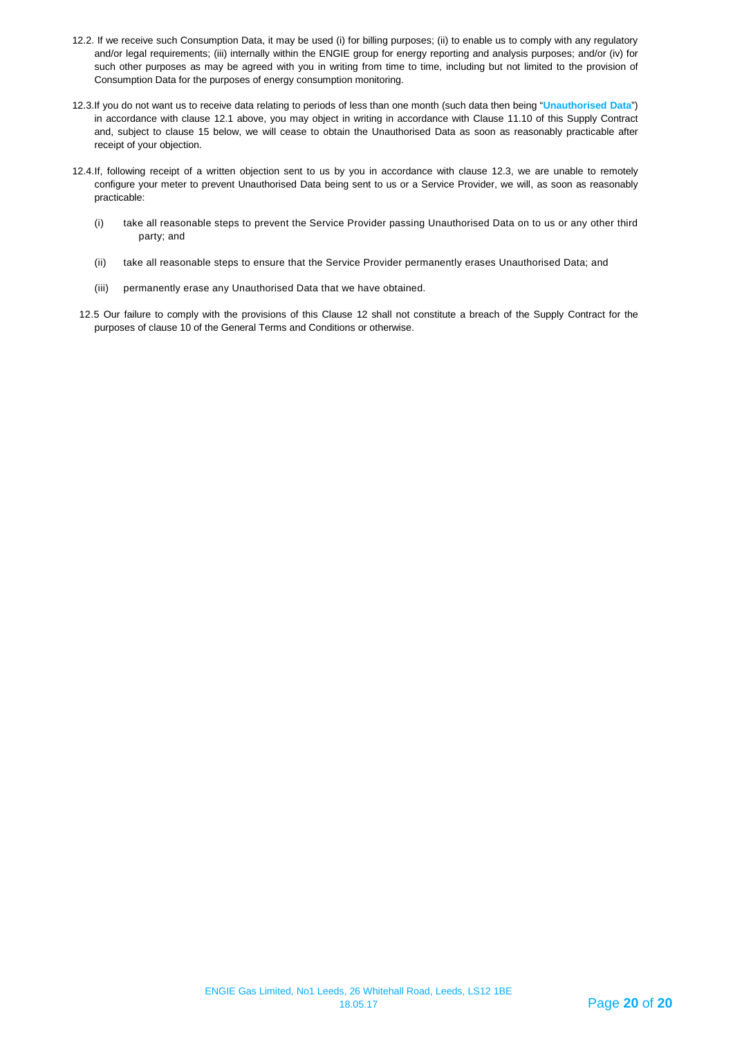12.2. If we receive such Consumption Data, it may be used (i) for billing purposes; (ii) to enable us to comply with any regulatory and/or legal requirements; (iii) internally within the ENGIE group for energy reporting and analysis purposes; and/or (iv) for such other purposes as may be agreed with you in writing from time to time, including but not limited to the provision of Consumption Data for the purposes of energy consumption monitoring.

12.3.If you do not want us to receive data relating to periods of less than one month (such data then being "**Unauthorised Data**") in accordance with clause 12.1 above, you may object in writing in accordance with Clause 11.10 of this Supply Contract and, subject to clause 15 below, we will cease to obtain the Unauthorised Data as soon as reasonably practicable after receipt of your objection.

12.4.If, following receipt of a written objection sent to us by you in accordance with clause 12.3, we are unable to remotely configure your meter to prevent Unauthorised Data being sent to us or a Service Provider, we will, as soon as reasonably practicable:

(i) take all reasonable steps to prevent the Service Provider passing Unauthorised Data on to us or any other third party; and

(ii) take all reasonable steps to ensure that the Service Provider permanently erases Unauthorised Data; and

(iii) permanently erase any Unauthorised Data that we have obtained.

12.5 Our failure to comply with the provisions of this Clause 12 shall not constitute a breach of the Supply Contract for the purposes of clause 10 of the General Terms and Conditions or otherwise.

ENGIE Gas Limited, No1 Leeds, 26 Whitehall Road, Leeds, LS12 1BE
18.05.17